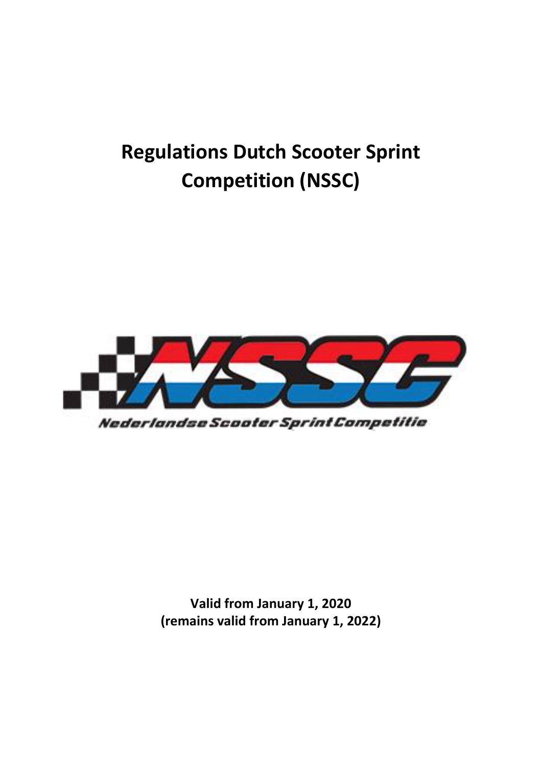# Regulations Dutch Scooter Sprint Competition (NSSC)

Nederlandse Scooter Sprint Competitie

**Valid from January 1, 2020**
**(remains valid from January 1, 2022)**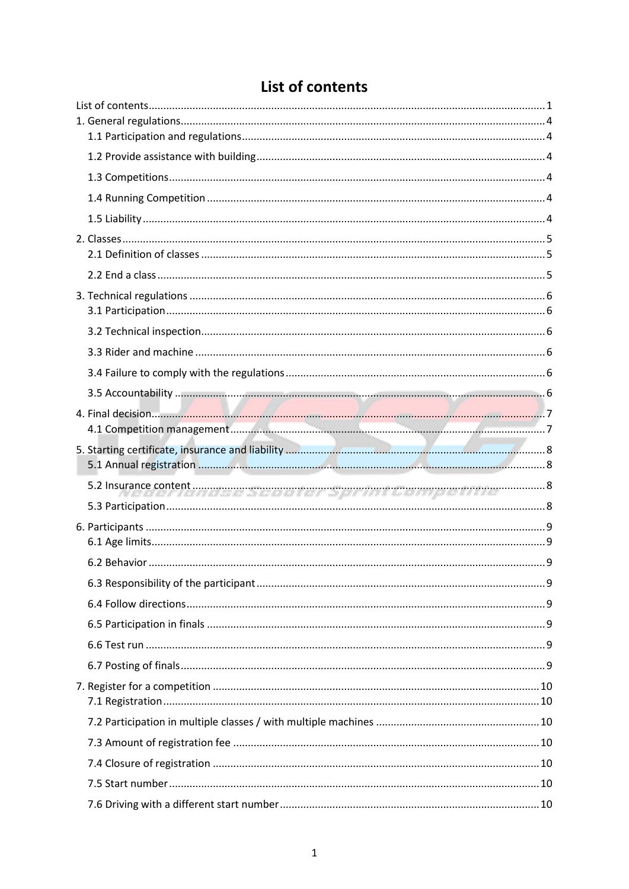# List of contents

List of contents ........ 1

1. General regulations ........ 4
   - 1.1 Participation and regulations ........ 4
   - 1.2 Provide assistance with building ........ 4
   - 1.3 Competitions ........ 4
   - 1.4 Running Competition ........ 4
   - 1.5 Liability ........ 4
2. Classes ........ 5
   - 2.1 Definition of classes ........ 5
   - 2.2 End a class ........ 5
3. Technical regulations ........ 6
   - 3.1 Participation ........ 6
   - 3.2 Technical inspection ........ 6
   - 3.3 Rider and machine ........ 6
   - 3.4 Failure to comply with the regulations ........ 6
   - 3.5 Accountability ........ 6
4. Final decision ........ 7
   - 4.1 Competition management ........ 7
5. Starting certificate, insurance and liability ........ 8
   - 5.1 Annual registration ........ 8
   - 5.2 Insurance content ........ 8
   - 5.3 Participation ........ 8
6. Participants ........ 9
   - 6.1 Age limits ........ 9
   - 6.2 Behavior ........ 9
   - 6.3 Responsibility of the participant ........ 9
   - 6.4 Follow directions ........ 9
   - 6.5 Participation in finals ........ 9
   - 6.6 Test run ........ 9
   - 6.7 Posting of finals ........ 9
7. Register for a competition ........ 10
   - 7.1 Registration ........ 10
   - 7.2 Participation in multiple classes / with multiple machines ........ 10
   - 7.3 Amount of registration fee ........ 10
   - 7.4 Closure of registration ........ 10
   - 7.5 Start number ........ 10
   - 7.6 Driving with a different start number ........ 10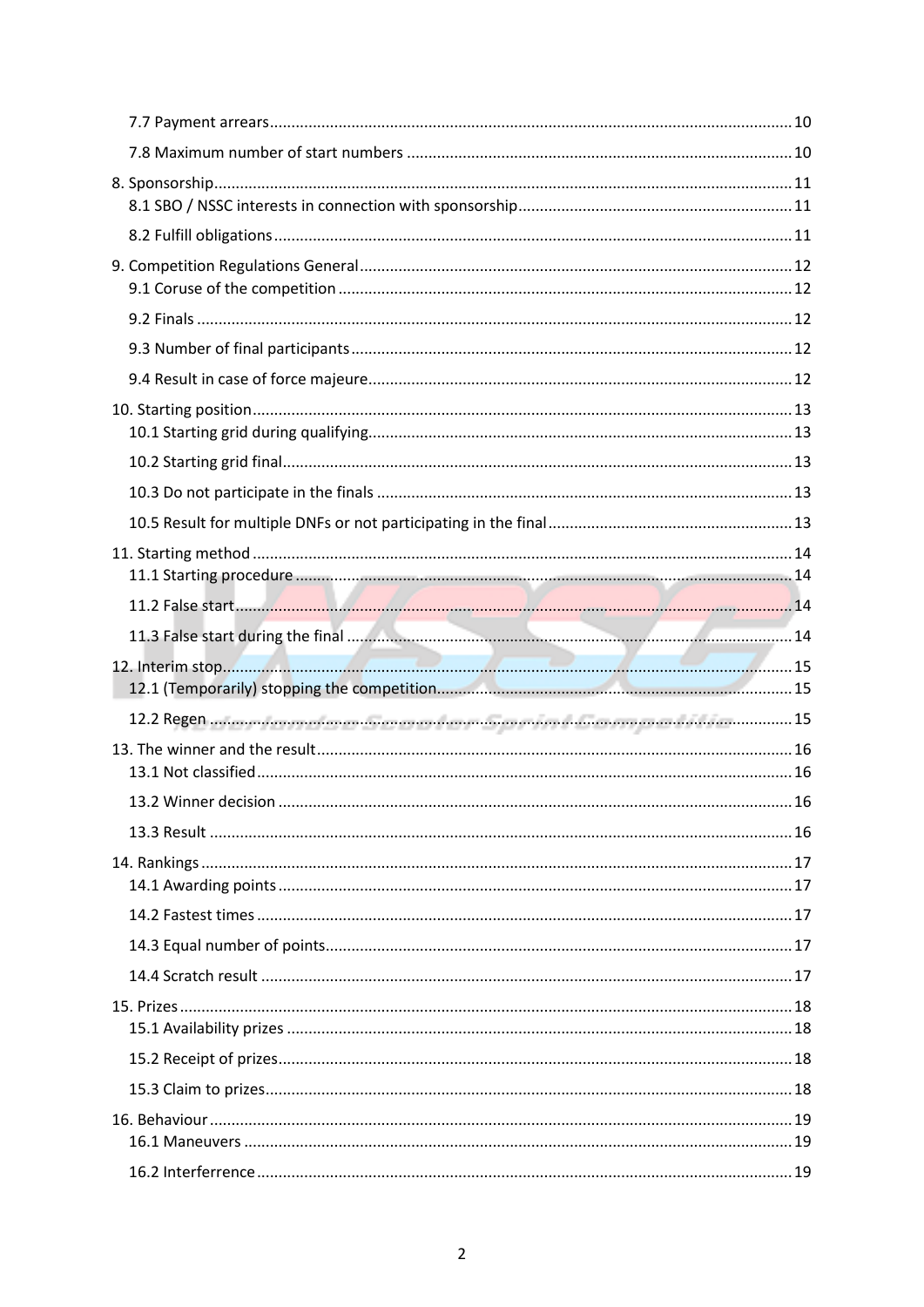7.7 Payment arrears ........................................................................................................ 10

7.8 Maximum number of start numbers ......................................................................... 10

8. Sponsorship ................................................................................................................ 11

8.1 SBO / NSSC interests in connection with sponsorship .............................................. 11

8.2 Fulfill obligations ........................................................................................................ 11

9. Competition Regulations General .............................................................................. 12

9.1 Coruse of the competition ......................................................................................... 12

9.2 Finals .......................................................................................................................... 12

9.3 Number of final participants ...................................................................................... 12

9.4 Result in case of force majeure .................................................................................. 12

10. Starting position ....................................................................................................... 13

10.1 Starting grid during qualifying .................................................................................. 13

10.2 Starting grid final ...................................................................................................... 13

10.3 Do not participate in the finals ................................................................................ 13

10.5 Result for multiple DNFs or not participating in the final ........................................ 13

11. Starting method ....................................................................................................... 14

11.1 Starting procedure ................................................................................................... 14

11.2 False start ................................................................................................................. 14

11.3 False start during the final ....................................................................................... 14

12. Interim stop .............................................................................................................. 15

12.1 (Temporarily) stopping the competition .................................................................. 15

12.2 Regen ....................................................................................................................... 15

13. The winner and the result ........................................................................................ 16

13.1 Not classified ............................................................................................................ 16

13.2 Winner decision ....................................................................................................... 16

13.3 Result ....................................................................................................................... 16

14. Rankings ................................................................................................................... 17

14.1 Awarding points ....................................................................................................... 17

14.2 Fastest times ............................................................................................................ 17

14.3 Equal number of points ............................................................................................ 17

14.4 Scratch result ........................................................................................................... 17

15. Prizes ........................................................................................................................ 18

15.1 Availability prizes ..................................................................................................... 18

15.2 Receipt of prizes ....................................................................................................... 18

15.3 Claim to prizes .......................................................................................................... 18

16. Behaviour ................................................................................................................. 19

16.1 Maneuvers ............................................................................................................... 19

16.2 Interferrence ............................................................................................................ 19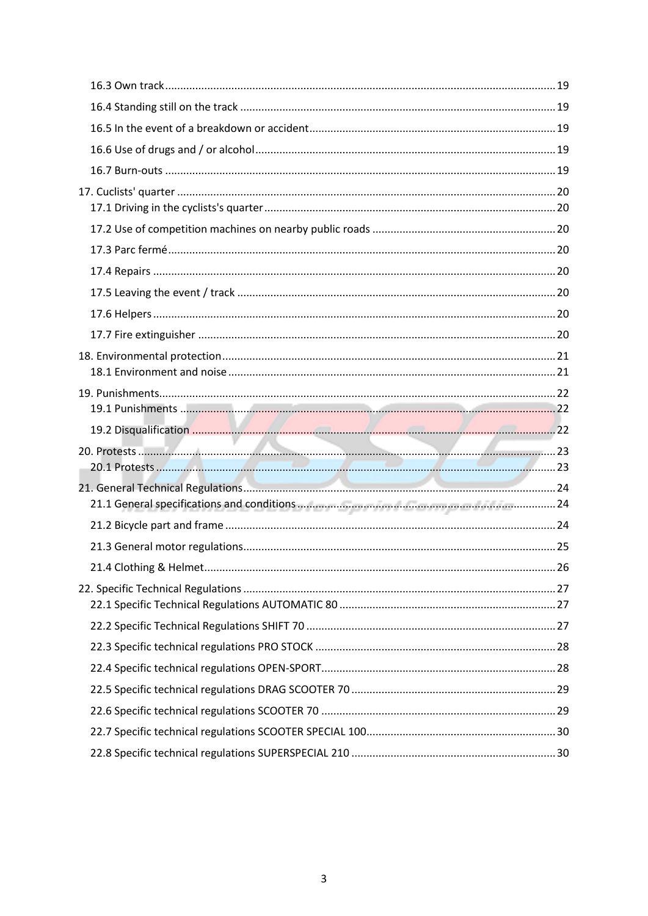16.3 Own track ........................................................................................................ 19

16.4 Standing still on the track ........................................................................................ 19

16.5 In the event of a breakdown or accident ........................................................................ 19

16.6 Use of drugs and / or alcohol ...................................................................................... 19

16.7 Burn-outs ................................................................................................................. 19

17. Cuclists' quarter ........................................................................................................ 20

17.1 Driving in the cyclists's quarter ................................................................................... 20

17.2 Use of competition machines on nearby public roads ..................................................... 20

17.3 Parc fermé ................................................................................................................ 20

17.4 Repairs ..................................................................................................................... 20

17.5 Leaving the event / track ............................................................................................ 20

17.6 Helpers ..................................................................................................................... 20

17.7 Fire extinguisher ........................................................................................................ 20

18. Environmental protection ............................................................................................. 21

18.1 Environment and noise ............................................................................................... 21

19. Punishments ................................................................................................................ 22

19.1 Punishments .............................................................................................................. 22

19.2 Disqualification .......................................................................................................... 22

20. Protests ...................................................................................................................... 23

20.1 Protests ..................................................................................................................... 23

21. General Technical Regulations ...................................................................................... 24

21.1 General specifications and conditions .......................................................................... 24

21.2 Bicycle part and frame ............................................................................................... 24

21.3 General motor regulations .......................................................................................... 25

21.4 Clothing & Helmet ..................................................................................................... 26

22. Specific Technical Regulations ...................................................................................... 27

22.1 Specific Technical Regulations AUTOMATIC 80 ............................................................. 27

22.2 Specific Technical Regulations SHIFT 70 ....................................................................... 27

22.3 Specific technical regulations PRO STOCK .................................................................... 28

22.4 Specific technical regulations OPEN-SPORT ................................................................... 28

22.5 Specific technical regulations DRAG SCOOTER 70 ......................................................... 29

22.6 Specific technical regulations SCOOTER 70 ................................................................... 29

22.7 Specific technical regulations SCOOTER SPECIAL 100 .................................................... 30

22.8 Specific technical regulations SUPERSPECIAL 210 .......................................................... 30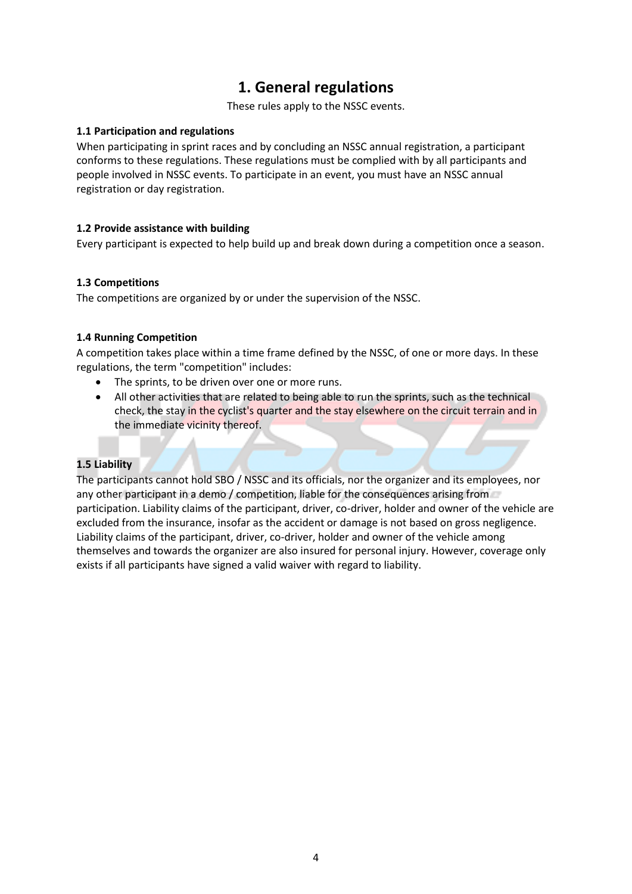# 1. General regulations

These rules apply to the NSSC events.

### 1.1 Participation and regulations

When participating in sprint races and by concluding an NSSC annual registration, a participant conforms to these regulations. These regulations must be complied with by all participants and people involved in NSSC events. To participate in an event, you must have an NSSC annual registration or day registration.

### 1.2 Provide assistance with building

Every participant is expected to help build up and break down during a competition once a season.

### 1.3 Competitions

The competitions are organized by or under the supervision of the NSSC.

### 1.4 Running Competition

A competition takes place within a time frame defined by the NSSC, of one or more days. In these regulations, the term "competition" includes:

- The sprints, to be driven over one or more runs.
- All other activities that are related to being able to run the sprints, such as the technical check, the stay in the cyclist's quarter and the stay elsewhere on the circuit terrain and in the immediate vicinity thereof.

### 1.5 Liability

The participants cannot hold SBO / NSSC and its officials, nor the organizer and its employees, nor any other participant in a demo / competition, liable for the consequences arising from participation. Liability claims of the participant, driver, co-driver, holder and owner of the vehicle are excluded from the insurance, insofar as the accident or damage is not based on gross negligence. Liability claims of the participant, driver, co-driver, holder and owner of the vehicle among themselves and towards the organizer are also insured for personal injury. However, coverage only exists if all participants have signed a valid waiver with regard to liability.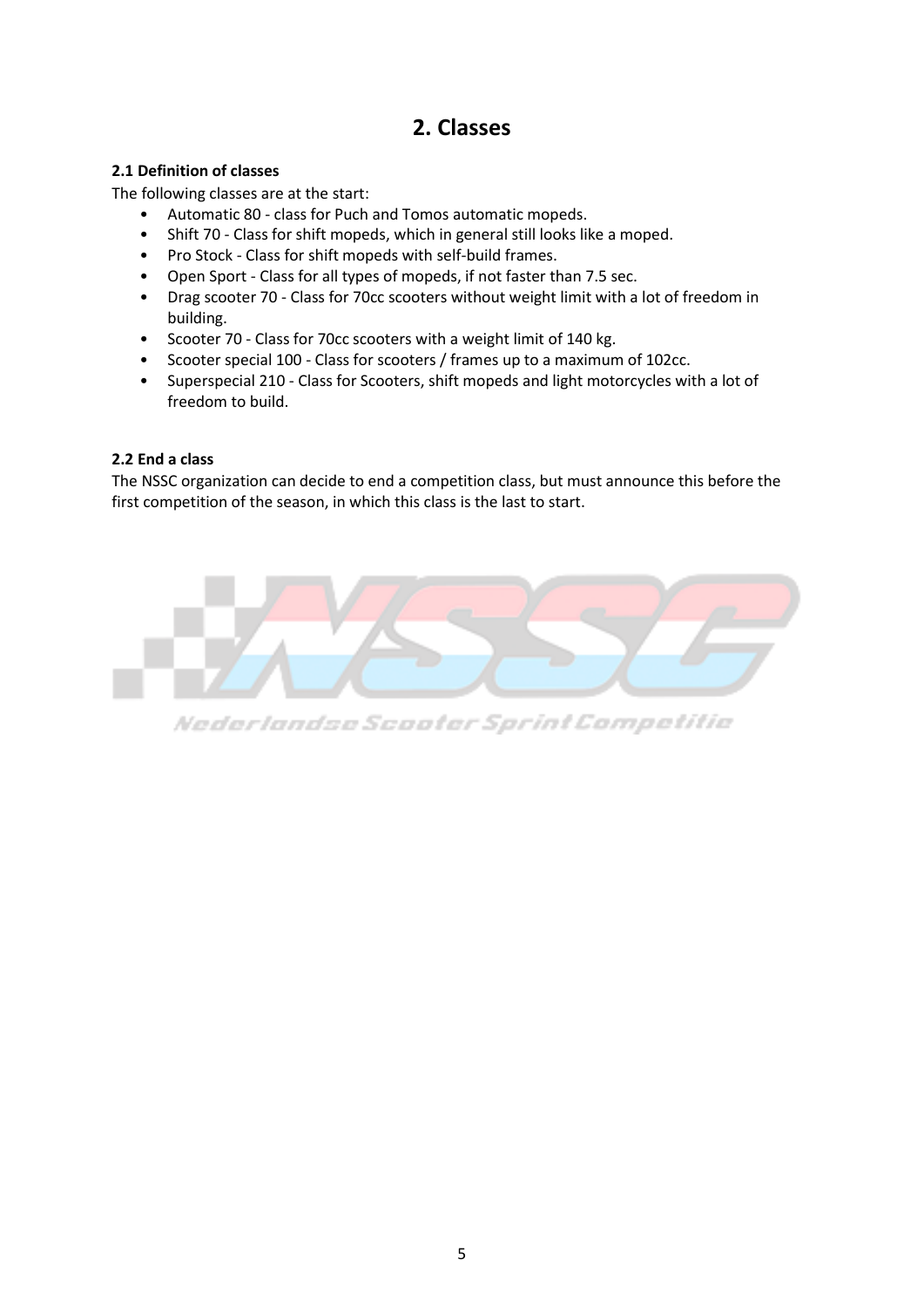# 2. Classes

### 2.1 Definition of classes

The following classes are at the start:

- Automatic 80 - class for Puch and Tomos automatic mopeds.
- Shift 70 - Class for shift mopeds, which in general still looks like a moped.
- Pro Stock - Class for shift mopeds with self-build frames.
- Open Sport - Class for all types of mopeds, if not faster than 7.5 sec.
- Drag scooter 70 - Class for 70cc scooters without weight limit with a lot of freedom in building.
- Scooter 70 - Class for 70cc scooters with a weight limit of 140 kg.
- Scooter special 100 - Class for scooters / frames up to a maximum of 102cc.
- Superspecial 210 - Class for Scooters, shift mopeds and light motorcycles with a lot of freedom to build.

### 2.2 End a class

The NSSC organization can decide to end a competition class, but must announce this before the first competition of the season, in which this class is the last to start.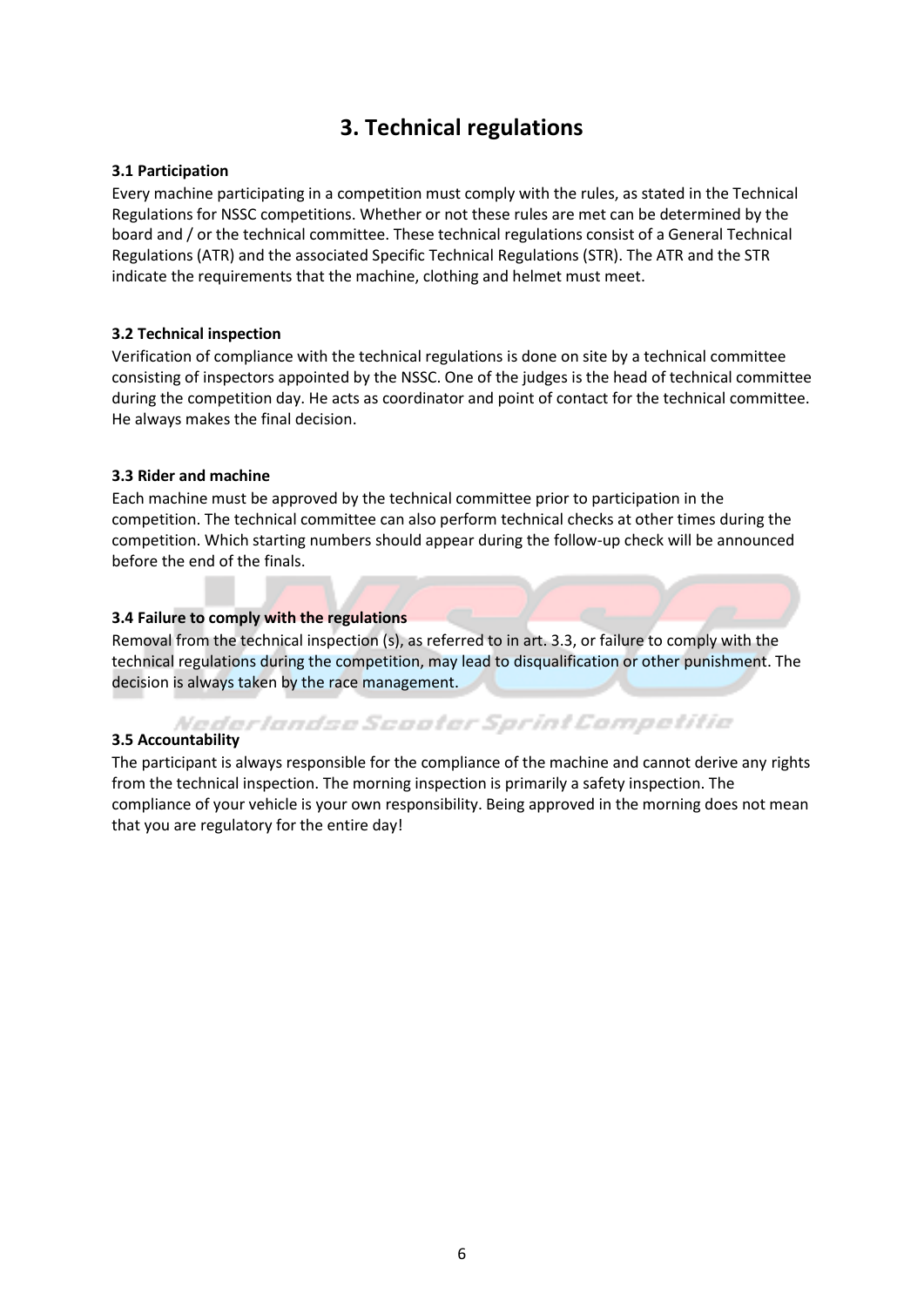# 3. Technical regulations

### 3.1 Participation

Every machine participating in a competition must comply with the rules, as stated in the Technical Regulations for NSSC competitions. Whether or not these rules are met can be determined by the board and / or the technical committee. These technical regulations consist of a General Technical Regulations (ATR) and the associated Specific Technical Regulations (STR). The ATR and the STR indicate the requirements that the machine, clothing and helmet must meet.

### 3.2 Technical inspection

Verification of compliance with the technical regulations is done on site by a technical committee consisting of inspectors appointed by the NSSC. One of the judges is the head of technical committee during the competition day. He acts as coordinator and point of contact for the technical committee. He always makes the final decision.

### 3.3 Rider and machine

Each machine must be approved by the technical committee prior to participation in the competition. The technical committee can also perform technical checks at other times during the competition. Which starting numbers should appear during the follow-up check will be announced before the end of the finals.

### 3.4 Failure to comply with the regulations

Removal from the technical inspection (s), as referred to in art. 3.3, or failure to comply with the technical regulations during the competition, may lead to disqualification or other punishment. The decision is always taken by the race management.

### 3.5 Accountability

The participant is always responsible for the compliance of the machine and cannot derive any rights from the technical inspection. The morning inspection is primarily a safety inspection. The compliance of your vehicle is your own responsibility. Being approved in the morning does not mean that you are regulatory for the entire day!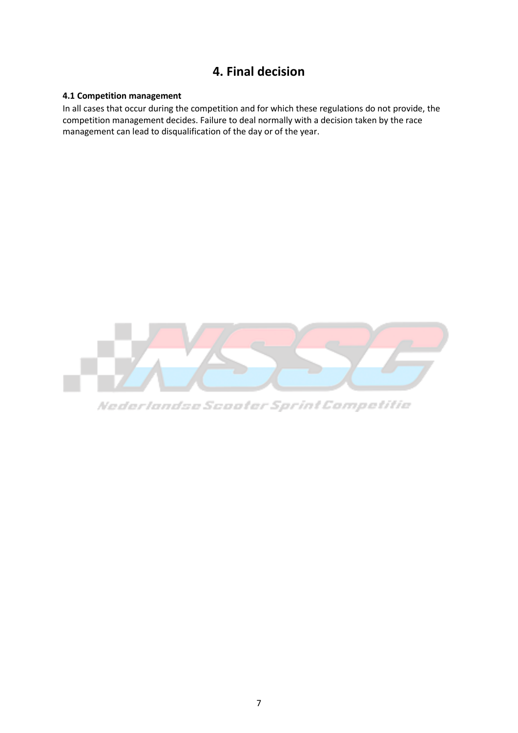# 4. Final decision

**4.1 Competition management**

In all cases that occur during the competition and for which these regulations do not provide, the competition management decides. Failure to deal normally with a decision taken by the race management can lead to disqualification of the day or of the year.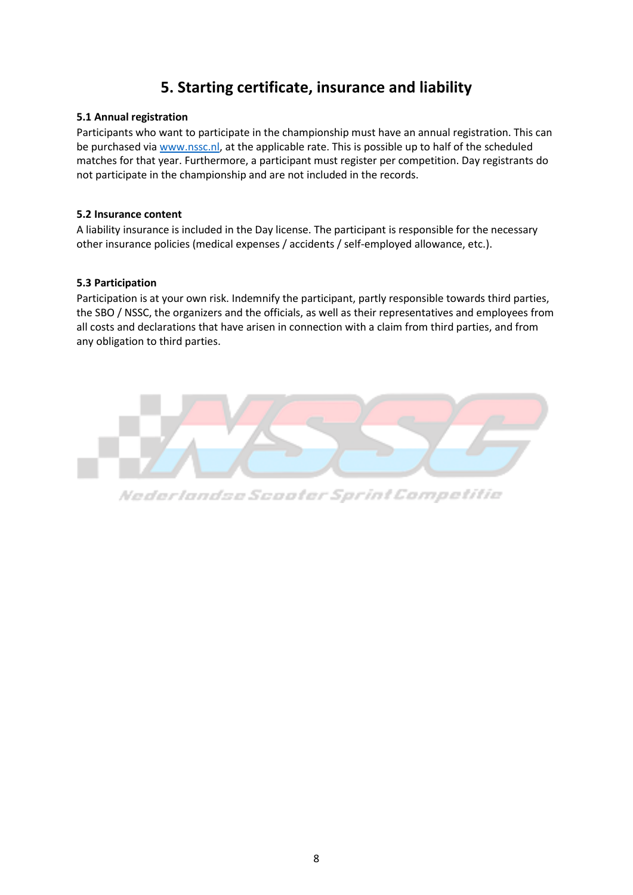# 5. Starting certificate, insurance and liability

### 5.1 Annual registration

Participants who want to participate in the championship must have an annual registration. This can be purchased via www.nssc.nl, at the applicable rate. This is possible up to half of the scheduled matches for that year. Furthermore, a participant must register per competition. Day registrants do not participate in the championship and are not included in the records.

### 5.2 Insurance content

A liability insurance is included in the Day license. The participant is responsible for the necessary other insurance policies (medical expenses / accidents / self-employed allowance, etc.).

### 5.3 Participation

Participation is at your own risk. Indemnify the participant, partly responsible towards third parties, the SBO / NSSC, the organizers and the officials, as well as their representatives and employees from all costs and declarations that have arisen in connection with a claim from third parties, and from any obligation to third parties.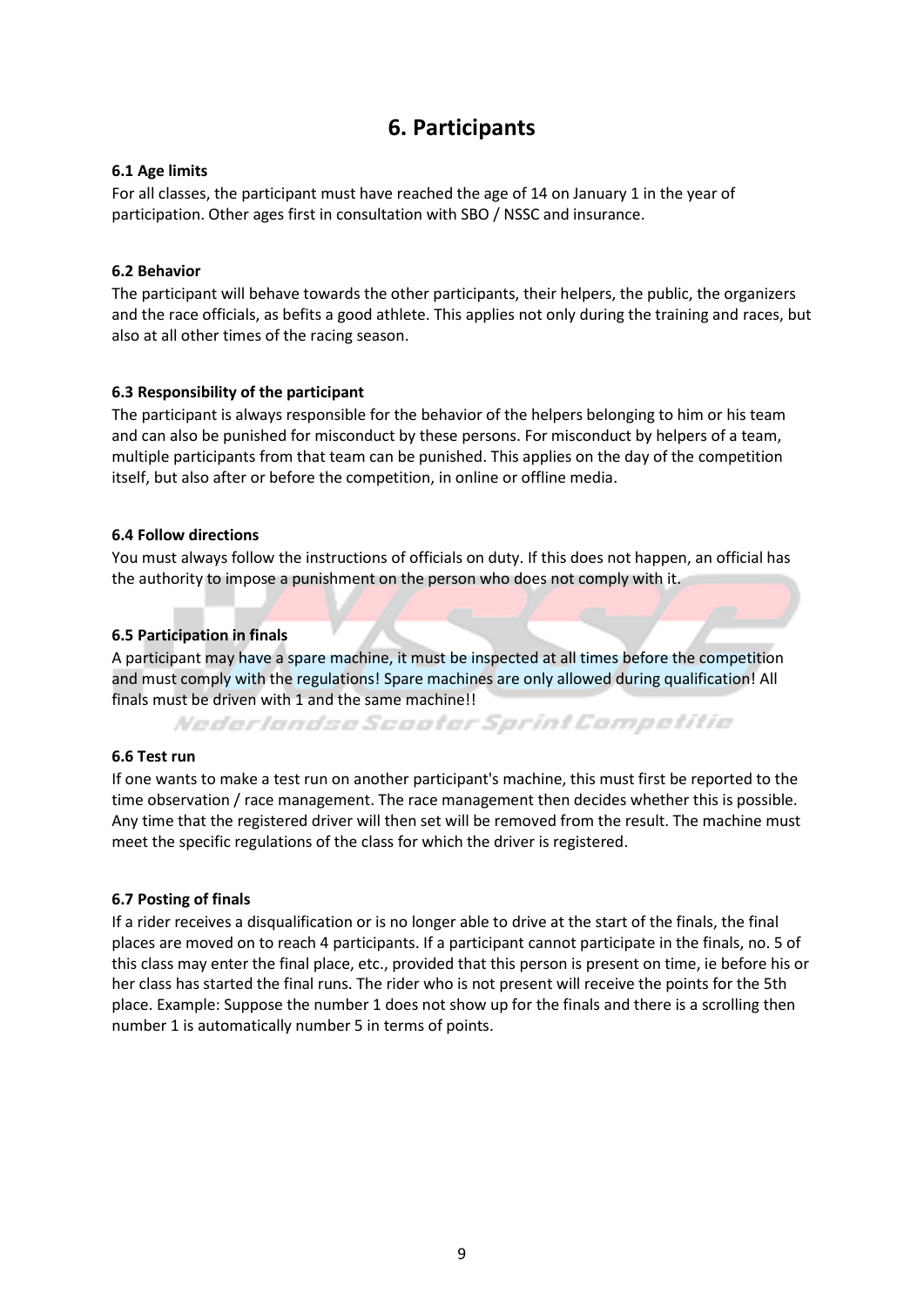# 6. Participants

### 6.1 Age limits

For all classes, the participant must have reached the age of 14 on January 1 in the year of participation. Other ages first in consultation with SBO / NSSC and insurance.

### 6.2 Behavior

The participant will behave towards the other participants, their helpers, the public, the organizers and the race officials, as befits a good athlete. This applies not only during the training and races, but also at all other times of the racing season.

### 6.3 Responsibility of the participant

The participant is always responsible for the behavior of the helpers belonging to him or his team and can also be punished for misconduct by these persons. For misconduct by helpers of a team, multiple participants from that team can be punished. This applies on the day of the competition itself, but also after or before the competition, in online or offline media.

### 6.4 Follow directions

You must always follow the instructions of officials on duty. If this does not happen, an official has the authority to impose a punishment on the person who does not comply with it.

### 6.5 Participation in finals

A participant may have a spare machine, it must be inspected at all times before the competition and must comply with the regulations! Spare machines are only allowed during qualification! All finals must be driven with 1 and the same machine!!

### 6.6 Test run

If one wants to make a test run on another participant's machine, this must first be reported to the time observation / race management. The race management then decides whether this is possible. Any time that the registered driver will then set will be removed from the result. The machine must meet the specific regulations of the class for which the driver is registered.

### 6.7 Posting of finals

If a rider receives a disqualification or is no longer able to drive at the start of the finals, the final places are moved on to reach 4 participants. If a participant cannot participate in the finals, no. 5 of this class may enter the final place, etc., provided that this person is present on time, ie before his or her class has started the final runs. The rider who is not present will receive the points for the 5th place. Example: Suppose the number 1 does not show up for the finals and there is a scrolling then number 1 is automatically number 5 in terms of points.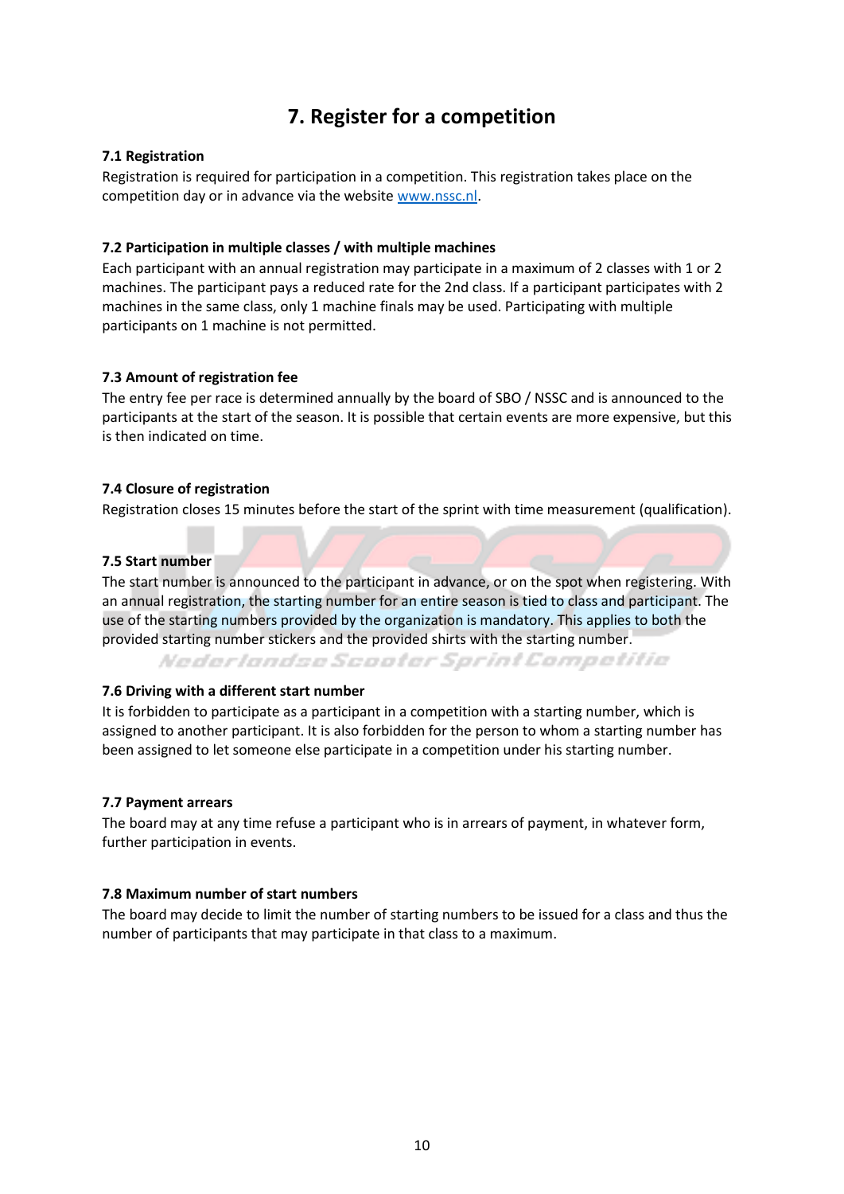# 7. Register for a competition

### 7.1 Registration

Registration is required for participation in a competition. This registration takes place on the competition day or in advance via the website www.nssc.nl.

### 7.2 Participation in multiple classes / with multiple machines

Each participant with an annual registration may participate in a maximum of 2 classes with 1 or 2 machines. The participant pays a reduced rate for the 2nd class. If a participant participates with 2 machines in the same class, only 1 machine finals may be used. Participating with multiple participants on 1 machine is not permitted.

### 7.3 Amount of registration fee

The entry fee per race is determined annually by the board of SBO / NSSC and is announced to the participants at the start of the season. It is possible that certain events are more expensive, but this is then indicated on time.

### 7.4 Closure of registration

Registration closes 15 minutes before the start of the sprint with time measurement (qualification).

### 7.5 Start number

The start number is announced to the participant in advance, or on the spot when registering. With an annual registration, the starting number for an entire season is tied to class and participant. The use of the starting numbers provided by the organization is mandatory. This applies to both the provided starting number stickers and the provided shirts with the starting number.

### 7.6 Driving with a different start number

It is forbidden to participate as a participant in a competition with a starting number, which is assigned to another participant. It is also forbidden for the person to whom a starting number has been assigned to let someone else participate in a competition under his starting number.

### 7.7 Payment arrears

The board may at any time refuse a participant who is in arrears of payment, in whatever form, further participation in events.

### 7.8 Maximum number of start numbers

The board may decide to limit the number of starting numbers to be issued for a class and thus the number of participants that may participate in that class to a maximum.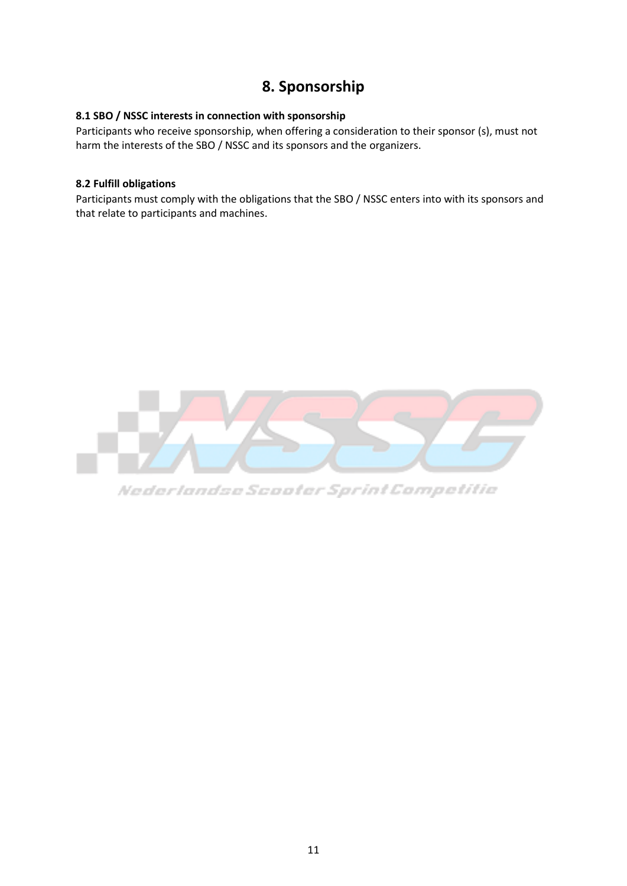# 8. Sponsorship

**8.1 SBO / NSSC interests in connection with sponsorship**

Participants who receive sponsorship, when offering a consideration to their sponsor (s), must not harm the interests of the SBO / NSSC and its sponsors and the organizers.

**8.2 Fulfill obligations**

Participants must comply with the obligations that the SBO / NSSC enters into with its sponsors and that relate to participants and machines.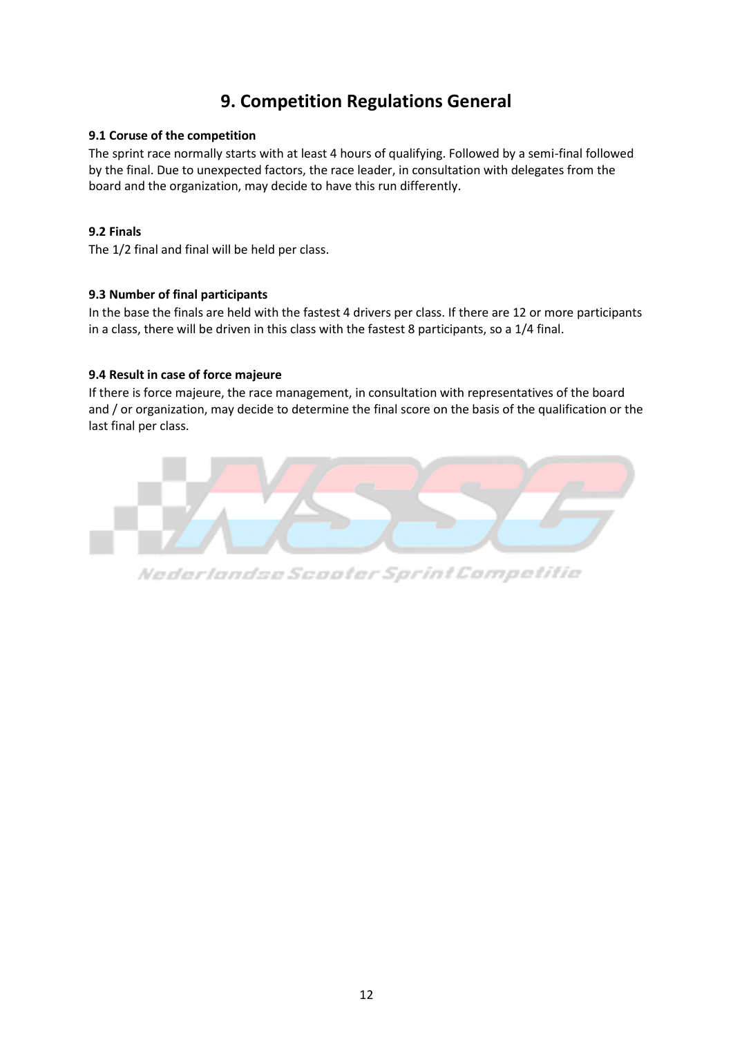# 9. Competition Regulations General

### 9.1 Coruse of the competition

The sprint race normally starts with at least 4 hours of qualifying. Followed by a semi-final followed by the final. Due to unexpected factors, the race leader, in consultation with delegates from the board and the organization, may decide to have this run differently.

### 9.2 Finals

The 1/2 final and final will be held per class.

### 9.3 Number of final participants

In the base the finals are held with the fastest 4 drivers per class. If there are 12 or more participants in a class, there will be driven in this class with the fastest 8 participants, so a 1/4 final.

### 9.4 Result in case of force majeure

If there is force majeure, the race management, in consultation with representatives of the board and / or organization, may decide to determine the final score on the basis of the qualification or the last final per class.

Nederlandse Scooter Sprint Competitie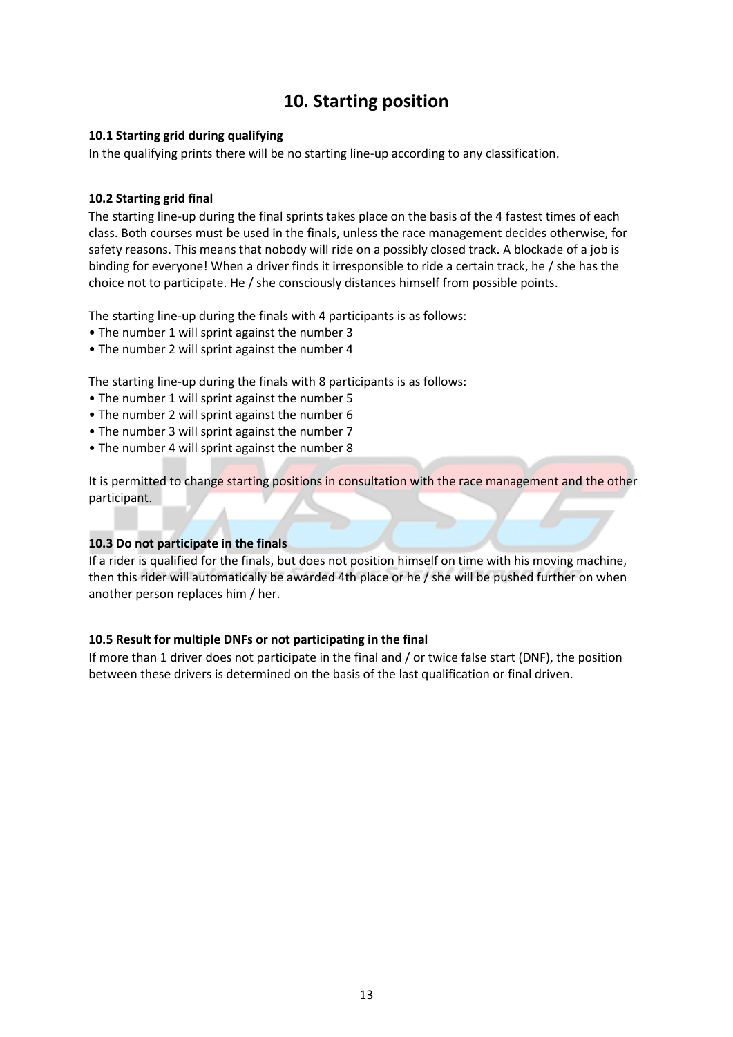# 10. Starting position

### 10.1 Starting grid during qualifying

In the qualifying prints there will be no starting line-up according to any classification.

### 10.2 Starting grid final

The starting line-up during the final sprints takes place on the basis of the 4 fastest times of each class. Both courses must be used in the finals, unless the race management decides otherwise, for safety reasons. This means that nobody will ride on a possibly closed track. A blockade of a job is binding for everyone! When a driver finds it irresponsible to ride a certain track, he / she has the choice not to participate. He / she consciously distances himself from possible points.

The starting line-up during the finals with 4 participants is as follows:

- The number 1 will sprint against the number 3
- The number 2 will sprint against the number 4

The starting line-up during the finals with 8 participants is as follows:

- The number 1 will sprint against the number 5
- The number 2 will sprint against the number 6
- The number 3 will sprint against the number 7
- The number 4 will sprint against the number 8

It is permitted to change starting positions in consultation with the race management and the other participant.

### 10.3 Do not participate in the finals

If a rider is qualified for the finals, but does not position himself on time with his moving machine, then this rider will automatically be awarded 4th place or he / she will be pushed further on when another person replaces him / her.

### 10.5 Result for multiple DNFs or not participating in the final

If more than 1 driver does not participate in the final and / or twice false start (DNF), the position between these drivers is determined on the basis of the last qualification or final driven.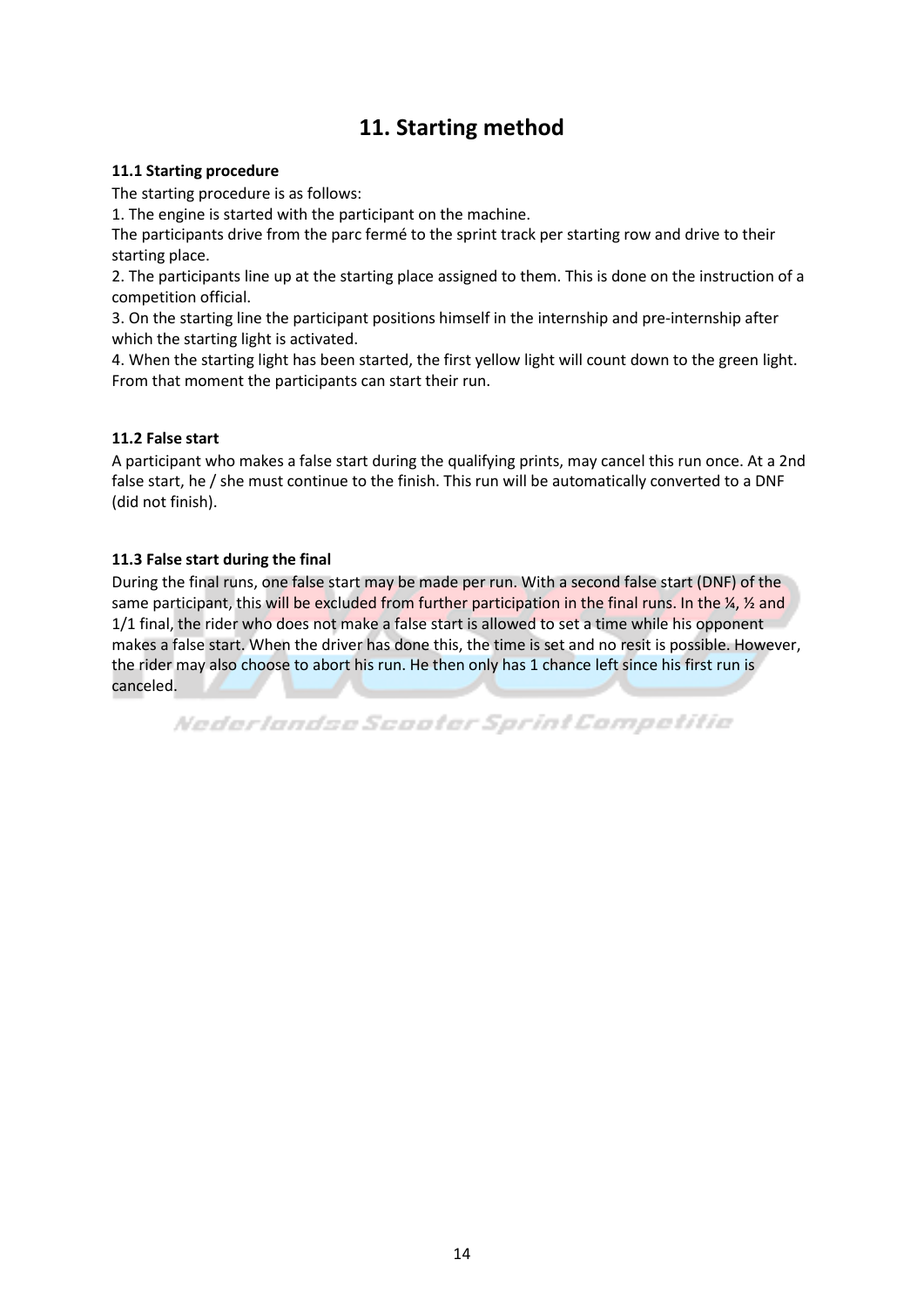# 11. Starting method

### 11.1 Starting procedure

The starting procedure is as follows:

1. The engine is started with the participant on the machine.
The participants drive from the parc fermé to the sprint track per starting row and drive to their starting place.
2. The participants line up at the starting place assigned to them. This is done on the instruction of a competition official.
3. On the starting line the participant positions himself in the internship and pre-internship after which the starting light is activated.
4. When the starting light has been started, the first yellow light will count down to the green light. From that moment the participants can start their run.

### 11.2 False start

A participant who makes a false start during the qualifying prints, may cancel this run once. At a 2nd false start, he / she must continue to the finish. This run will be automatically converted to a DNF (did not finish).

### 11.3 False start during the final

During the final runs, one false start may be made per run. With a second false start (DNF) of the same participant, this will be excluded from further participation in the final runs. In the ¼, ½ and 1/1 final, the rider who does not make a false start is allowed to set a time while his opponent makes a false start. When the driver has done this, the time is set and no resit is possible. However, the rider may also choose to abort his run. He then only has 1 chance left since his first run is canceled.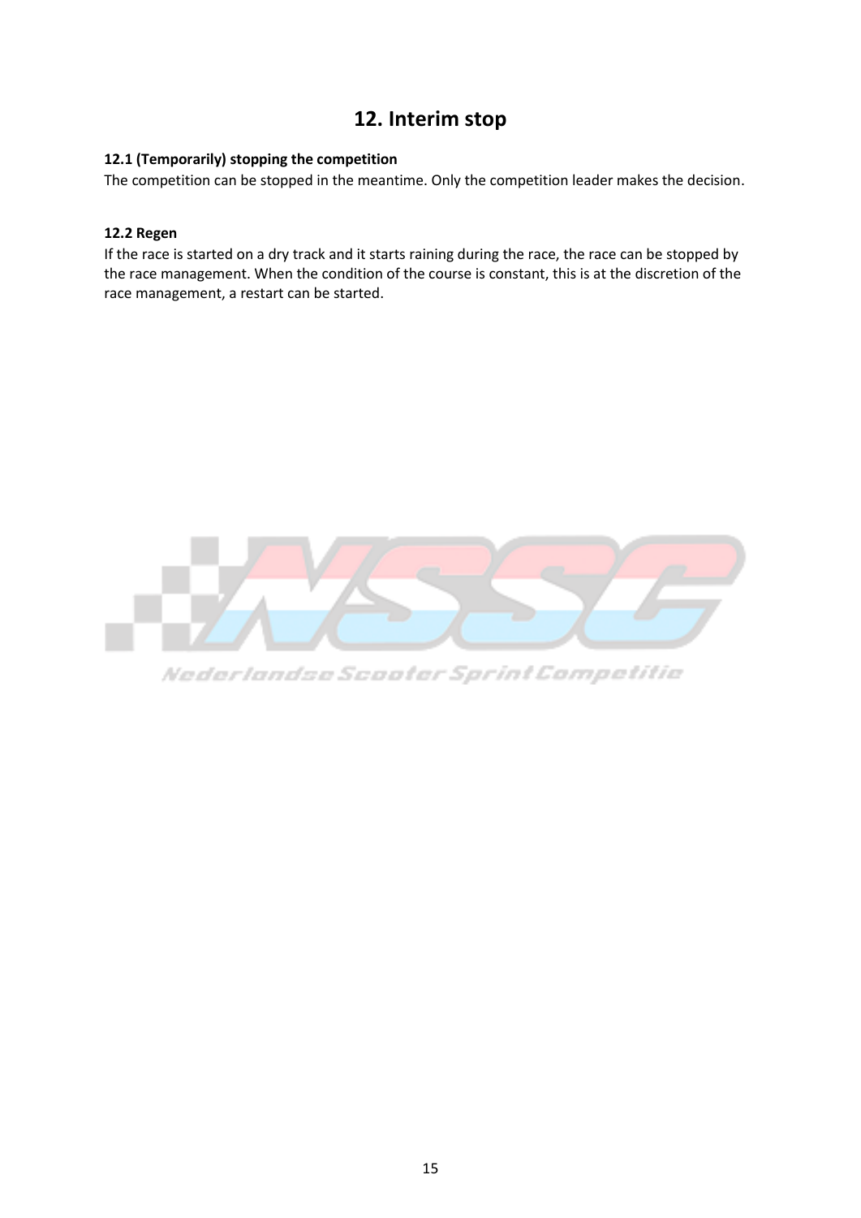# 12. Interim stop

### 12.1 (Temporarily) stopping the competition

The competition can be stopped in the meantime. Only the competition leader makes the decision.

### 12.2 Regen

If the race is started on a dry track and it starts raining during the race, the race can be stopped by the race management. When the condition of the course is constant, this is at the discretion of the race management, a restart can be started.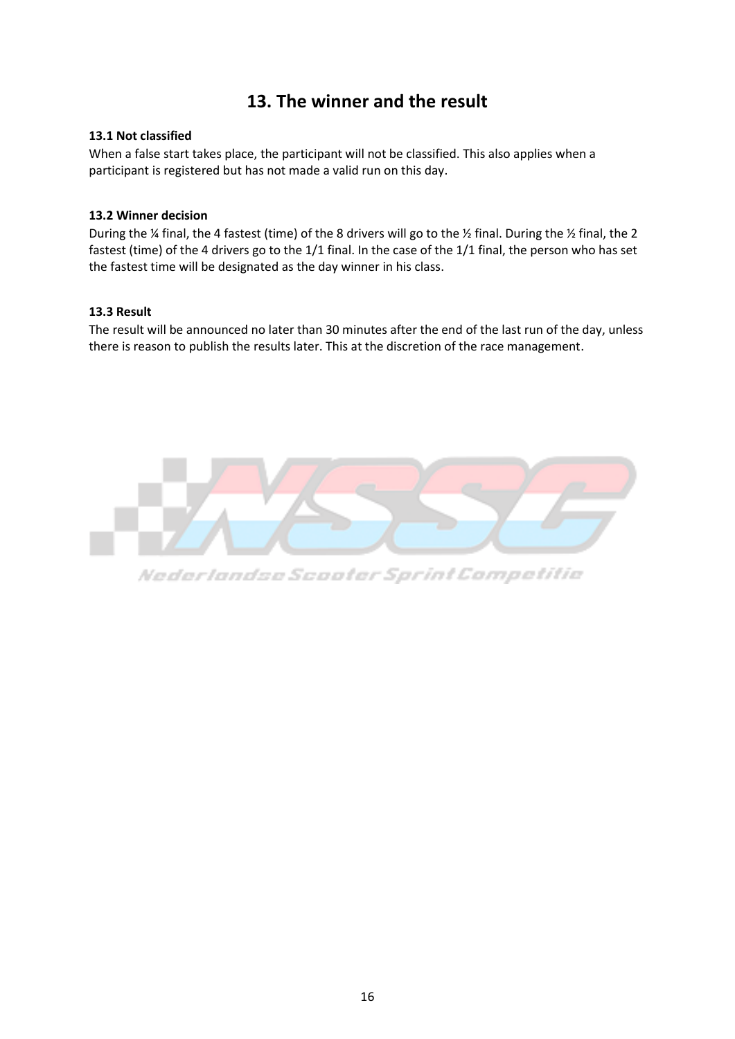# 13. The winner and the result

### 13.1 Not classified

When a false start takes place, the participant will not be classified. This also applies when a participant is registered but has not made a valid run on this day.

### 13.2 Winner decision

During the ¼ final, the 4 fastest (time) of the 8 drivers will go to the ½ final. During the ½ final, the 2 fastest (time) of the 4 drivers go to the 1/1 final. In the case of the 1/1 final, the person who has set the fastest time will be designated as the day winner in his class.

### 13.3 Result

The result will be announced no later than 30 minutes after the end of the last run of the day, unless there is reason to publish the results later. This at the discretion of the race management.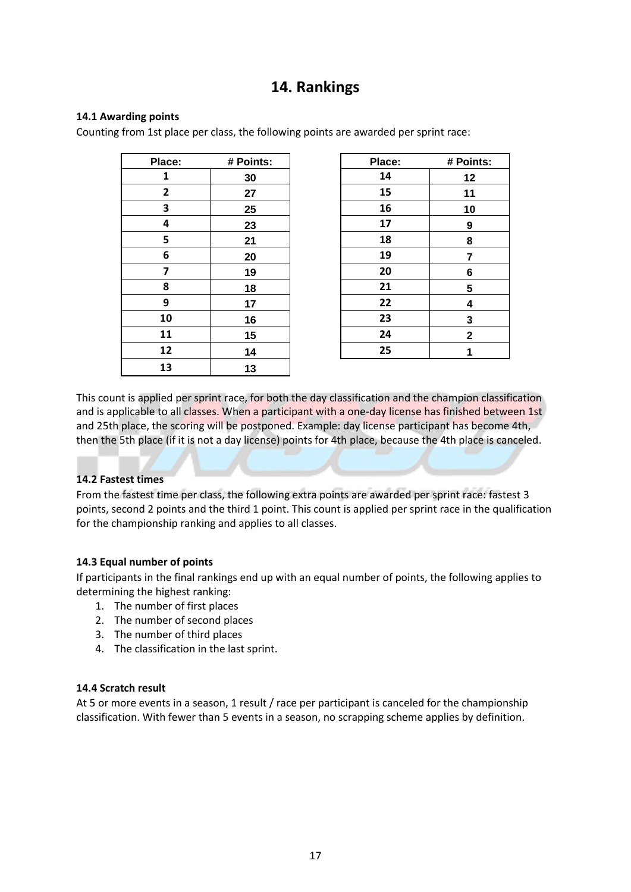# 14. Rankings

### 14.1 Awarding points

Counting from 1st place per class, the following points are awarded per sprint race:

| Place: | # Points: |
|---|---|
| 1 | 30 |
| 2 | 27 |
| 3 | 25 |
| 4 | 23 |
| 5 | 21 |
| 6 | 20 |
| 7 | 19 |
| 8 | 18 |
| 9 | 17 |
| 10 | 16 |
| 11 | 15 |
| 12 | 14 |
| 13 | 13 |

| Place: | # Points: |
|---|---|
| 14 | 12 |
| 15 | 11 |
| 16 | 10 |
| 17 | 9 |
| 18 | 8 |
| 19 | 7 |
| 20 | 6 |
| 21 | 5 |
| 22 | 4 |
| 23 | 3 |
| 24 | 2 |
| 25 | 1 |

This count is applied per sprint race, for both the day classification and the champion classification and is applicable to all classes. When a participant with a one-day license has finished between 1st and 25th place, the scoring will be postponed. Example: day license participant has become 4th, then the 5th place (if it is not a day license) points for 4th place, because the 4th place is canceled.

### 14.2 Fastest times

From the fastest time per class, the following extra points are awarded per sprint race: fastest 3 points, second 2 points and the third 1 point. This count is applied per sprint race in the qualification for the championship ranking and applies to all classes.

### 14.3 Equal number of points

If participants in the final rankings end up with an equal number of points, the following applies to determining the highest ranking:

1. The number of first places
2. The number of second places
3. The number of third places
4. The classification in the last sprint.

### 14.4 Scratch result

At 5 or more events in a season, 1 result / race per participant is canceled for the championship classification. With fewer than 5 events in a season, no scrapping scheme applies by definition.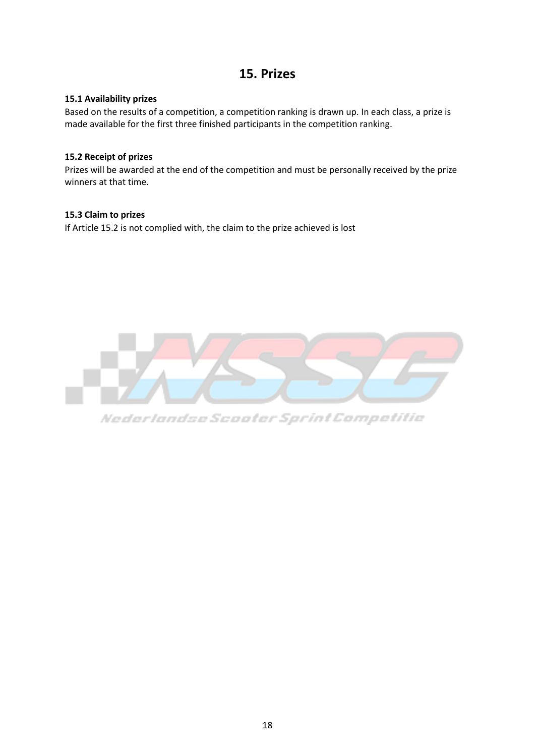# 15. Prizes

### 15.1 Availability prizes

Based on the results of a competition, a competition ranking is drawn up. In each class, a prize is made available for the first three finished participants in the competition ranking.

### 15.2 Receipt of prizes

Prizes will be awarded at the end of the competition and must be personally received by the prize winners at that time.

### 15.3 Claim to prizes

If Article 15.2 is not complied with, the claim to the prize achieved is lost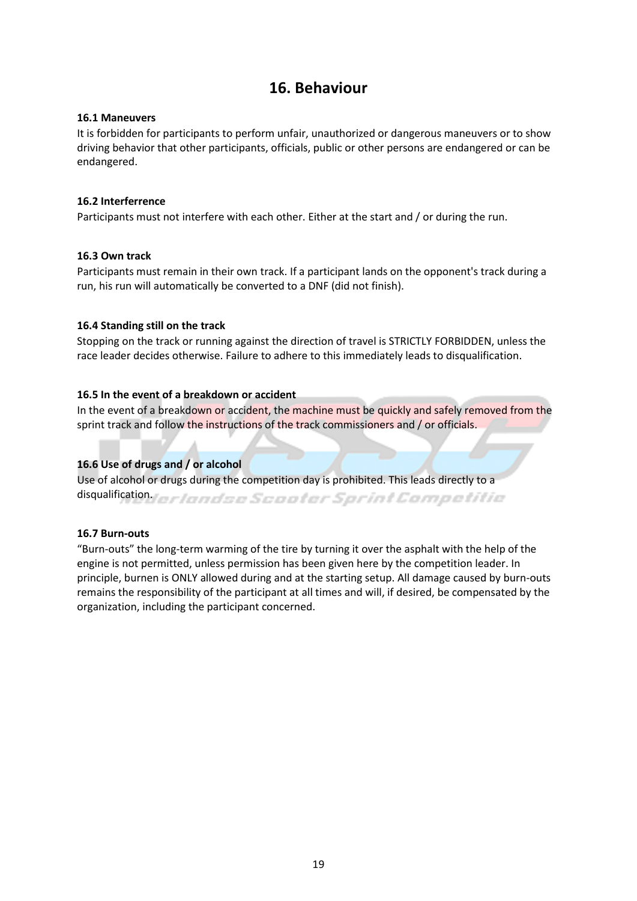# 16. Behaviour

**16.1 Maneuvers**

It is forbidden for participants to perform unfair, unauthorized or dangerous maneuvers or to show driving behavior that other participants, officials, public or other persons are endangered or can be endangered.

**16.2 Interferrence**

Participants must not interfere with each other. Either at the start and / or during the run.

**16.3 Own track**

Participants must remain in their own track. If a participant lands on the opponent's track during a run, his run will automatically be converted to a DNF (did not finish).

**16.4 Standing still on the track**

Stopping on the track or running against the direction of travel is STRICTLY FORBIDDEN, unless the race leader decides otherwise. Failure to adhere to this immediately leads to disqualification.

**16.5 In the event of a breakdown or accident**

In the event of a breakdown or accident, the machine must be quickly and safely removed from the sprint track and follow the instructions of the track commissioners and / or officials.

**16.6 Use of drugs and / or alcohol**

Use of alcohol or drugs during the competition day is prohibited. This leads directly to a disqualification.

**16.7 Burn-outs**

"Burn-outs" the long-term warming of the tire by turning it over the asphalt with the help of the engine is not permitted, unless permission has been given here by the competition leader. In principle, burnen is ONLY allowed during and at the starting setup. All damage caused by burn-outs remains the responsibility of the participant at all times and will, if desired, be compensated by the organization, including the participant concerned.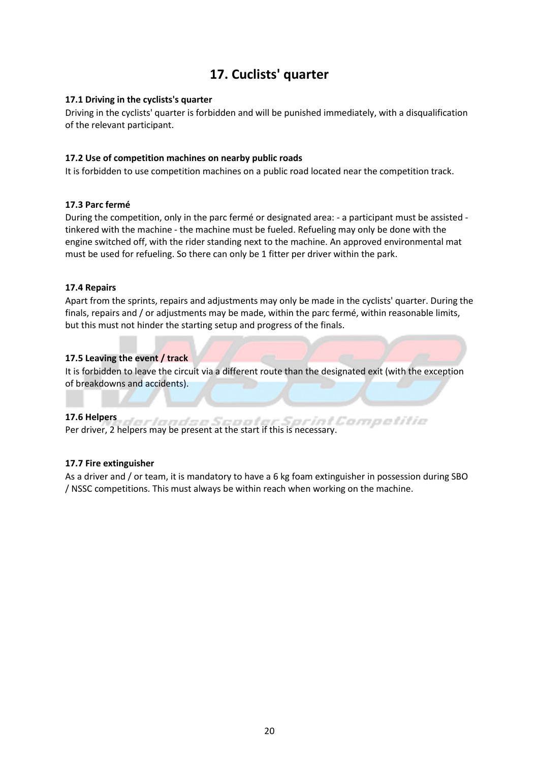# 17. Cuclists' quarter

**17.1 Driving in the cyclists's quarter**

Driving in the cyclists' quarter is forbidden and will be punished immediately, with a disqualification of the relevant participant.

**17.2 Use of competition machines on nearby public roads**

It is forbidden to use competition machines on a public road located near the competition track.

**17.3 Parc fermé**

During the competition, only in the parc fermé or designated area: - a participant must be assisted - tinkered with the machine - the machine must be fueled. Refueling may only be done with the engine switched off, with the rider standing next to the machine. An approved environmental mat must be used for refueling. So there can only be 1 fitter per driver within the park.

**17.4 Repairs**

Apart from the sprints, repairs and adjustments may only be made in the cyclists' quarter. During the finals, repairs and / or adjustments may be made, within the parc fermé, within reasonable limits, but this must not hinder the starting setup and progress of the finals.

**17.5 Leaving the event / track**

It is forbidden to leave the circuit via a different route than the designated exit (with the exception of breakdowns and accidents).

**17.6 Helpers**

Per driver, 2 helpers may be present at the start if this is necessary.

**17.7 Fire extinguisher**

As a driver and / or team, it is mandatory to have a 6 kg foam extinguisher in possession during SBO / NSSC competitions. This must always be within reach when working on the machine.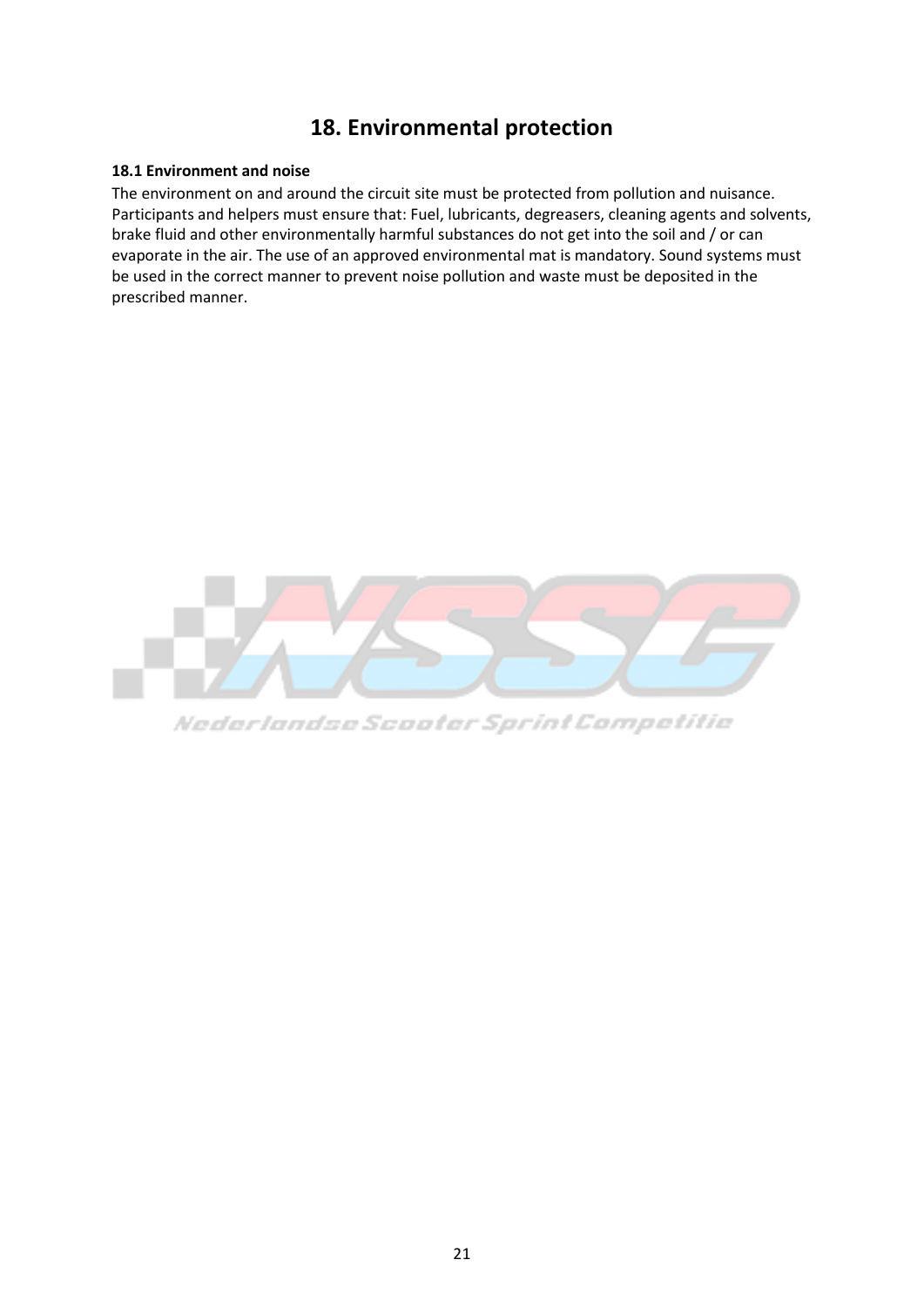# 18. Environmental protection

### 18.1 Environment and noise

The environment on and around the circuit site must be protected from pollution and nuisance. Participants and helpers must ensure that: Fuel, lubricants, degreasers, cleaning agents and solvents, brake fluid and other environmentally harmful substances do not get into the soil and / or can evaporate in the air. The use of an approved environmental mat is mandatory. Sound systems must be used in the correct manner to prevent noise pollution and waste must be deposited in the prescribed manner.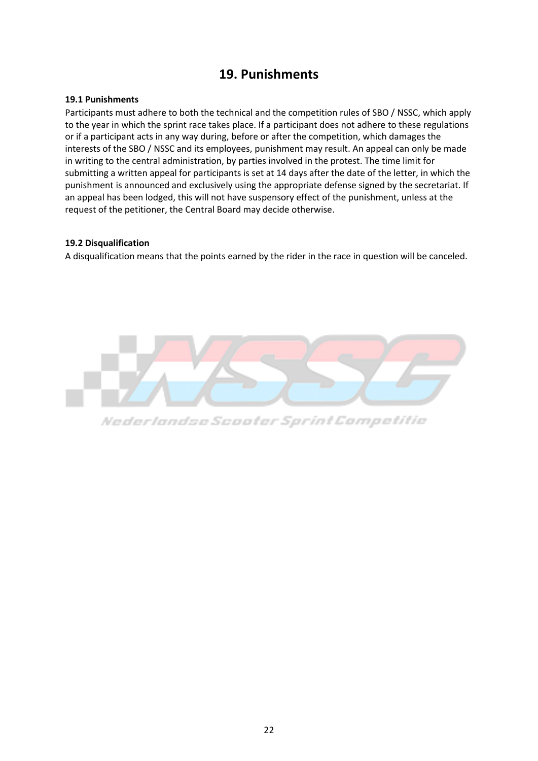# 19. Punishments

### 19.1 Punishments

Participants must adhere to both the technical and the competition rules of SBO / NSSC, which apply to the year in which the sprint race takes place. If a participant does not adhere to these regulations or if a participant acts in any way during, before or after the competition, which damages the interests of the SBO / NSSC and its employees, punishment may result. An appeal can only be made in writing to the central administration, by parties involved in the protest. The time limit for submitting a written appeal for participants is set at 14 days after the date of the letter, in which the punishment is announced and exclusively using the appropriate defense signed by the secretariat. If an appeal has been lodged, this will not have suspensory effect of the punishment, unless at the request of the petitioner, the Central Board may decide otherwise.

### 19.2 Disqualification

A disqualification means that the points earned by the rider in the race in question will be canceled.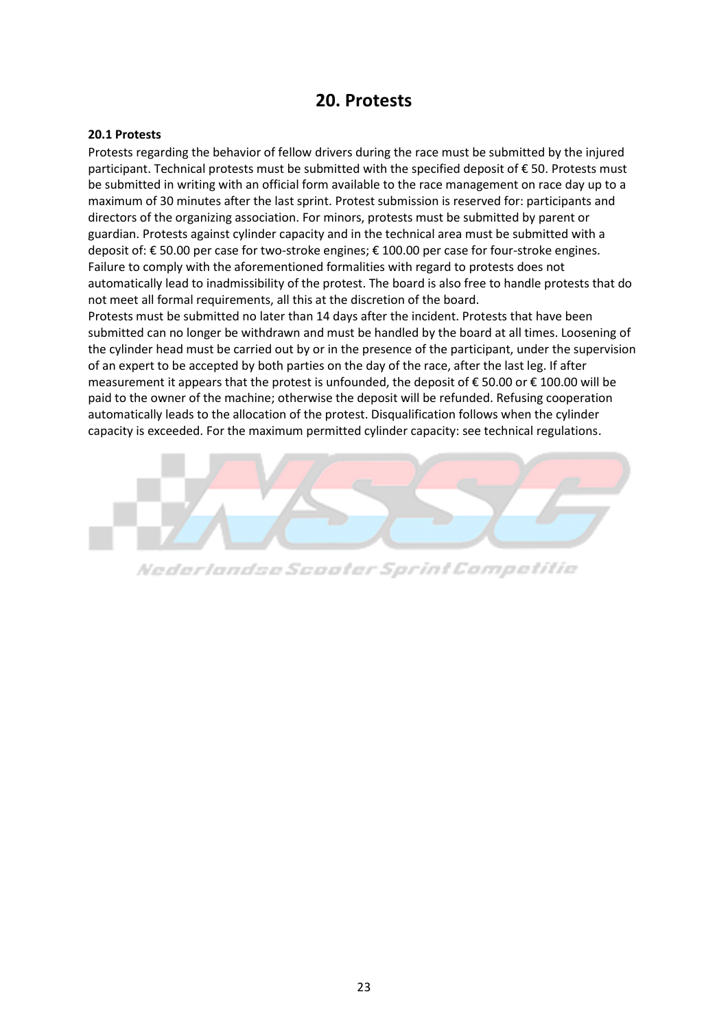# 20. Protests

**20.1 Protests**

Protests regarding the behavior of fellow drivers during the race must be submitted by the injured participant. Technical protests must be submitted with the specified deposit of € 50. Protests must be submitted in writing with an official form available to the race management on race day up to a maximum of 30 minutes after the last sprint. Protest submission is reserved for: participants and directors of the organizing association. For minors, protests must be submitted by parent or guardian. Protests against cylinder capacity and in the technical area must be submitted with a deposit of: € 50.00 per case for two-stroke engines; € 100.00 per case for four-stroke engines. Failure to comply with the aforementioned formalities with regard to protests does not automatically lead to inadmissibility of the protest. The board is also free to handle protests that do not meet all formal requirements, all this at the discretion of the board.
Protests must be submitted no later than 14 days after the incident. Protests that have been submitted can no longer be withdrawn and must be handled by the board at all times. Loosening of the cylinder head must be carried out by or in the presence of the participant, under the supervision of an expert to be accepted by both parties on the day of the race, after the last leg. If after measurement it appears that the protest is unfounded, the deposit of € 50.00 or € 100.00 will be paid to the owner of the machine; otherwise the deposit will be refunded. Refusing cooperation automatically leads to the allocation of the protest. Disqualification follows when the cylinder capacity is exceeded. For the maximum permitted cylinder capacity: see technical regulations.

Nederlandse Scooter Sprint Competitie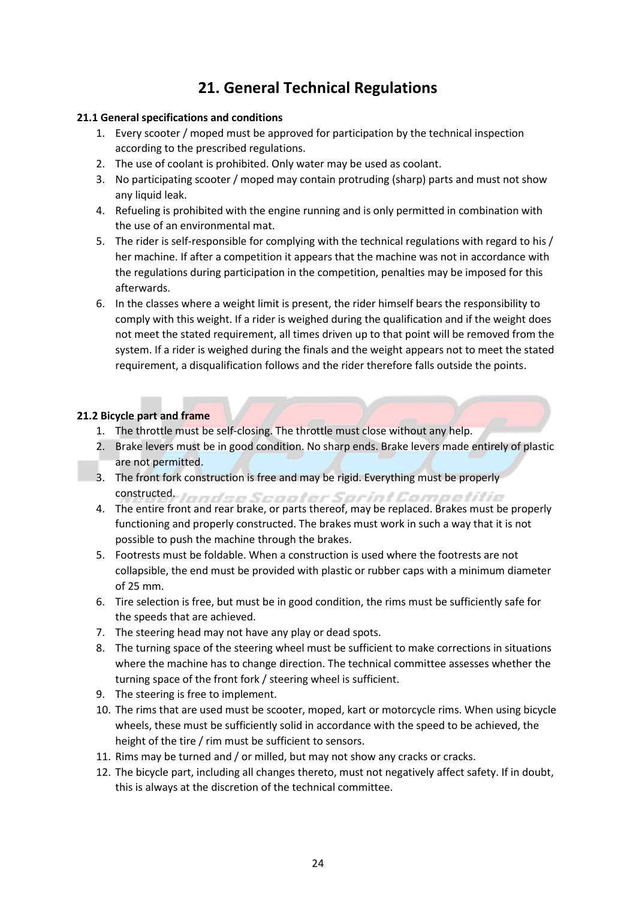# 21. General Technical Regulations

**21.1 General specifications and conditions**

1. Every scooter / moped must be approved for participation by the technical inspection according to the prescribed regulations.
2. The use of coolant is prohibited. Only water may be used as coolant.
3. No participating scooter / moped may contain protruding (sharp) parts and must not show any liquid leak.
4. Refueling is prohibited with the engine running and is only permitted in combination with the use of an environmental mat.
5. The rider is self-responsible for complying with the technical regulations with regard to his / her machine. If after a competition it appears that the machine was not in accordance with the regulations during participation in the competition, penalties may be imposed for this afterwards.
6. In the classes where a weight limit is present, the rider himself bears the responsibility to comply with this weight. If a rider is weighed during the qualification and if the weight does not meet the stated requirement, all times driven up to that point will be removed from the system. If a rider is weighed during the finals and the weight appears not to meet the stated requirement, a disqualification follows and the rider therefore falls outside the points.

**21.2 Bicycle part and frame**

1. The throttle must be self-closing. The throttle must close without any help.
2. Brake levers must be in good condition. No sharp ends. Brake levers made entirely of plastic are not permitted.
3. The front fork construction is free and may be rigid. Everything must be properly constructed.
4. The entire front and rear brake, or parts thereof, may be replaced. Brakes must be properly functioning and properly constructed. The brakes must work in such a way that it is not possible to push the machine through the brakes.
5. Footrests must be foldable. When a construction is used where the footrests are not collapsible, the end must be provided with plastic or rubber caps with a minimum diameter of 25 mm.
6. Tire selection is free, but must be in good condition, the rims must be sufficiently safe for the speeds that are achieved.
7. The steering head may not have any play or dead spots.
8. The turning space of the steering wheel must be sufficient to make corrections in situations where the machine has to change direction. The technical committee assesses whether the turning space of the front fork / steering wheel is sufficient.
9. The steering is free to implement.
10. The rims that are used must be scooter, moped, kart or motorcycle rims. When using bicycle wheels, these must be sufficiently solid in accordance with the speed to be achieved, the height of the tire / rim must be sufficient to sensors.
11. Rims may be turned and / or milled, but may not show any cracks or cracks.
12. The bicycle part, including all changes thereto, must not negatively affect safety. If in doubt, this is always at the discretion of the technical committee.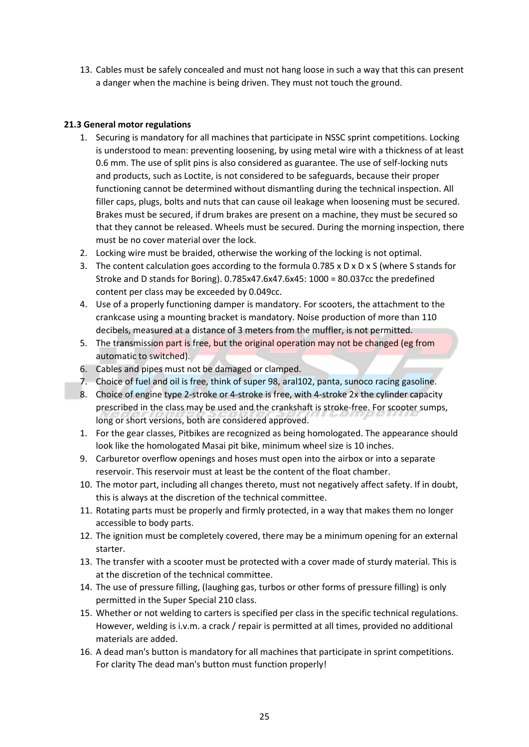13. Cables must be safely concealed and must not hang loose in such a way that this can present a danger when the machine is being driven. They must not touch the ground.

**21.3 General motor regulations**

1. Securing is mandatory for all machines that participate in NSSC sprint competitions. Locking is understood to mean: preventing loosening, by using metal wire with a thickness of at least 0.6 mm. The use of split pins is also considered as guarantee. The use of self-locking nuts and products, such as Loctite, is not considered to be safeguards, because their proper functioning cannot be determined without dismantling during the technical inspection. All filler caps, plugs, bolts and nuts that can cause oil leakage when loosening must be secured. Brakes must be secured, if drum brakes are present on a machine, they must be secured so that they cannot be released. Wheels must be secured. During the morning inspection, there must be no cover material over the lock.
2. Locking wire must be braided, otherwise the working of the locking is not optimal.
3. The content calculation goes according to the formula 0.785 x D x D x S (where S stands for Stroke and D stands for Boring). 0.785x47.6x47.6x45: 1000 = 80.037cc the predefined content per class may be exceeded by 0.049cc.
4. Use of a properly functioning damper is mandatory. For scooters, the attachment to the crankcase using a mounting bracket is mandatory. Noise production of more than 110 decibels, measured at a distance of 3 meters from the muffler, is not permitted.
5. The transmission part is free, but the original operation may not be changed (eg from automatic to switched).
6. Cables and pipes must not be damaged or clamped.
7. Choice of fuel and oil is free, think of super 98, aral102, panta, sunoco racing gasoline.
8. Choice of engine type 2-stroke or 4-stroke is free, with 4-stroke 2x the cylinder capacity prescribed in the class may be used and the crankshaft is stroke-free. For scooter sumps, long or short versions, both are considered approved.
1. For the gear classes, Pitbikes are recognized as being homologated. The appearance should look like the homologated Masai pit bike, minimum wheel size is 10 inches.
9. Carburetor overflow openings and hoses must open into the airbox or into a separate reservoir. This reservoir must at least be the content of the float chamber.
10. The motor part, including all changes thereto, must not negatively affect safety. If in doubt, this is always at the discretion of the technical committee.
11. Rotating parts must be properly and firmly protected, in a way that makes them no longer accessible to body parts.
12. The ignition must be completely covered, there may be a minimum opening for an external starter.
13. The transfer with a scooter must be protected with a cover made of sturdy material. This is at the discretion of the technical committee.
14. The use of pressure filling, (laughing gas, turbos or other forms of pressure filling) is only permitted in the Super Special 210 class.
15. Whether or not welding to carters is specified per class in the specific technical regulations. However, welding is i.v.m. a crack / repair is permitted at all times, provided no additional materials are added.
16. A dead man's button is mandatory for all machines that participate in sprint competitions. For clarity The dead man's button must function properly!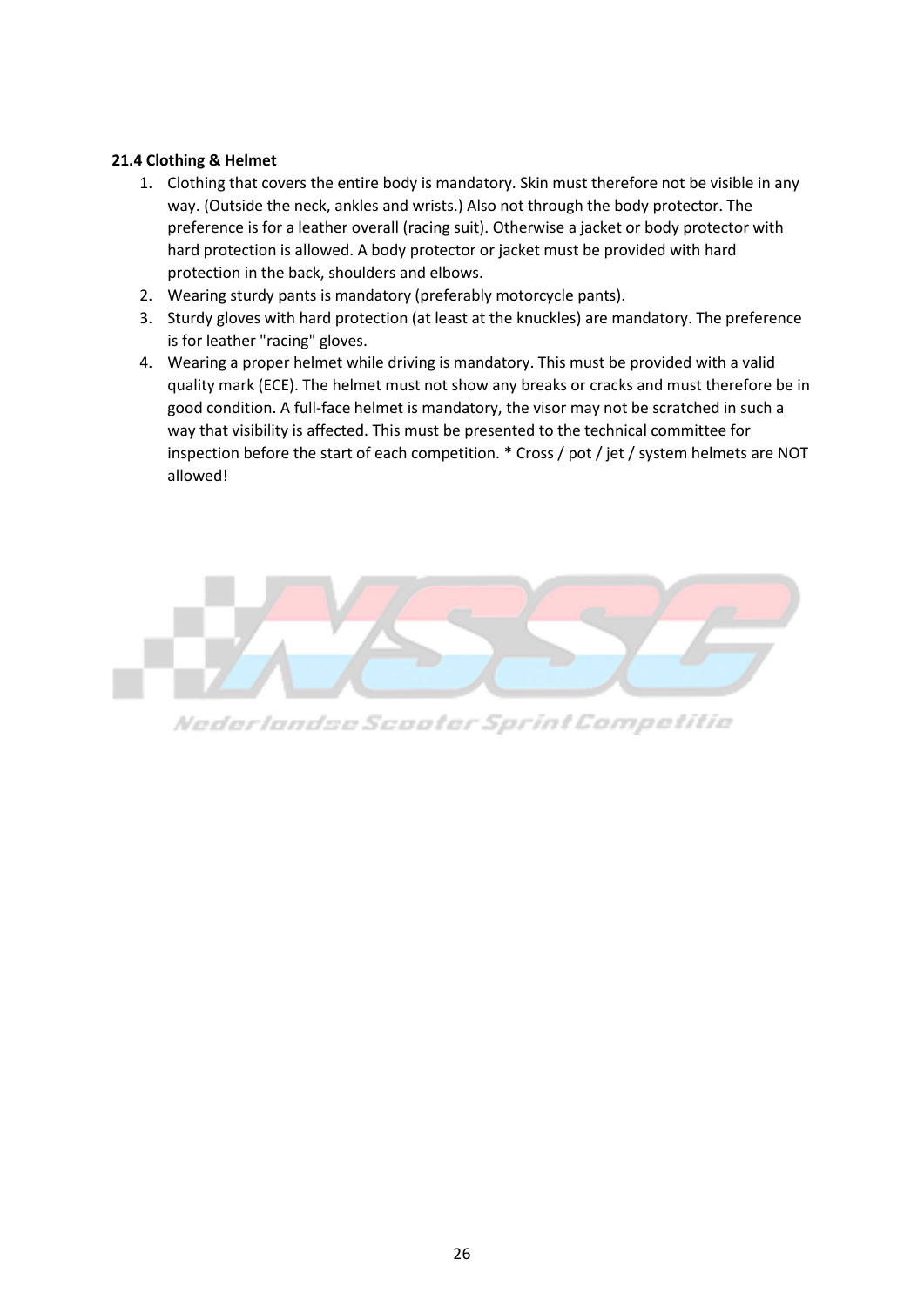**21.4 Clothing & Helmet**

1. Clothing that covers the entire body is mandatory. Skin must therefore not be visible in any way. (Outside the neck, ankles and wrists.) Also not through the body protector. The preference is for a leather overall (racing suit). Otherwise a jacket or body protector with hard protection is allowed. A body protector or jacket must be provided with hard protection in the back, shoulders and elbows.
2. Wearing sturdy pants is mandatory (preferably motorcycle pants).
3. Sturdy gloves with hard protection (at least at the knuckles) are mandatory. The preference is for leather "racing" gloves.
4. Wearing a proper helmet while driving is mandatory. This must be provided with a valid quality mark (ECE). The helmet must not show any breaks or cracks and must therefore be in good condition. A full-face helmet is mandatory, the visor may not be scratched in such a way that visibility is affected. This must be presented to the technical committee for inspection before the start of each competition. * Cross / pot / jet / system helmets are NOT allowed!

Nederlandse Scooter Sprint Competitie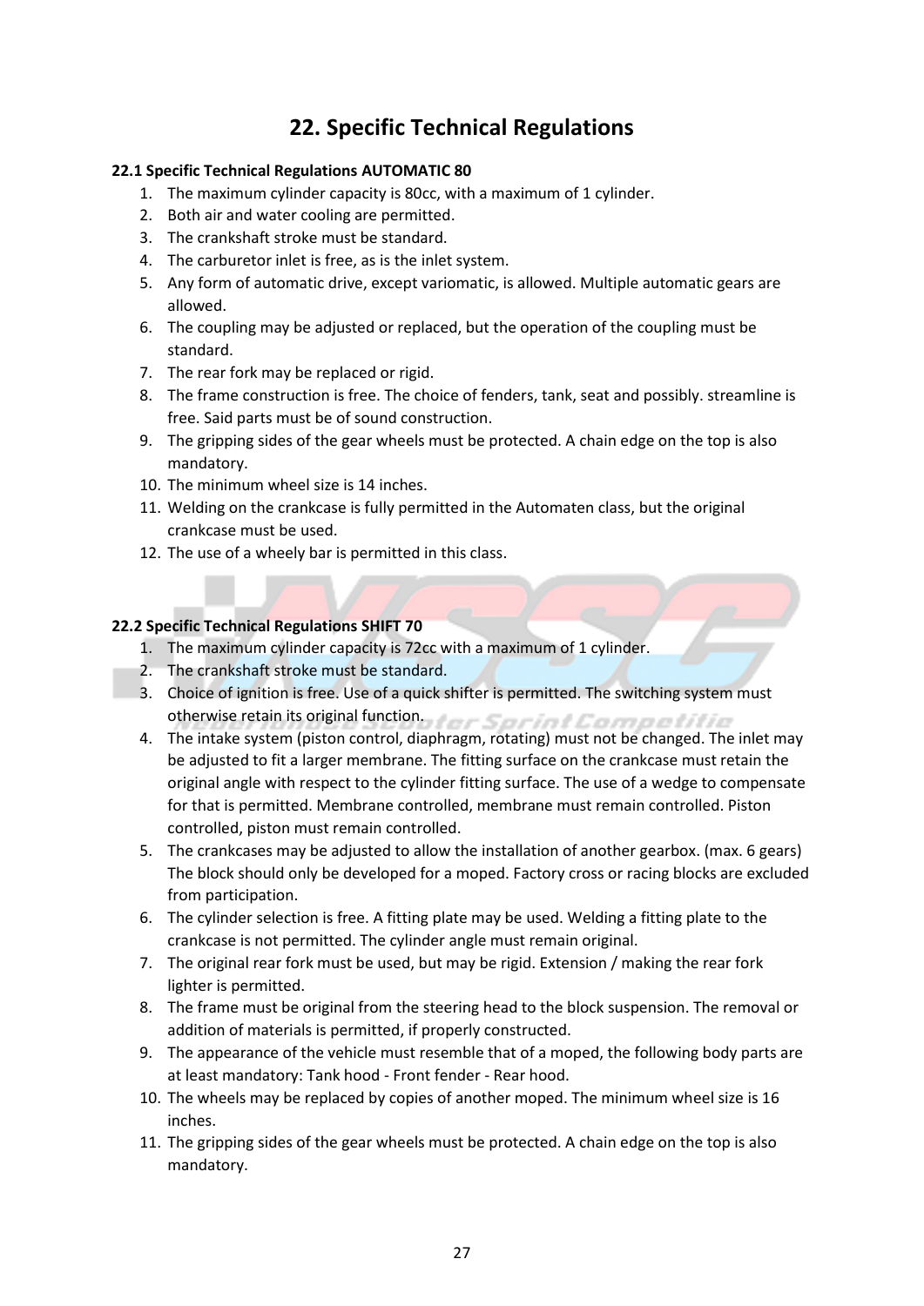# 22. Specific Technical Regulations

### 22.1 Specific Technical Regulations AUTOMATIC 80

1. The maximum cylinder capacity is 80cc, with a maximum of 1 cylinder.
2. Both air and water cooling are permitted.
3. The crankshaft stroke must be standard.
4. The carburetor inlet is free, as is the inlet system.
5. Any form of automatic drive, except variomatic, is allowed. Multiple automatic gears are allowed.
6. The coupling may be adjusted or replaced, but the operation of the coupling must be standard.
7. The rear fork may be replaced or rigid.
8. The frame construction is free. The choice of fenders, tank, seat and possibly. streamline is free. Said parts must be of sound construction.
9. The gripping sides of the gear wheels must be protected. A chain edge on the top is also mandatory.
10. The minimum wheel size is 14 inches.
11. Welding on the crankcase is fully permitted in the Automaten class, but the original crankcase must be used.
12. The use of a wheely bar is permitted in this class.

### 22.2 Specific Technical Regulations SHIFT 70

1. The maximum cylinder capacity is 72cc with a maximum of 1 cylinder.
2. The crankshaft stroke must be standard.
3. Choice of ignition is free. Use of a quick shifter is permitted. The switching system must otherwise retain its original function.
4. The intake system (piston control, diaphragm, rotating) must not be changed. The inlet may be adjusted to fit a larger membrane. The fitting surface on the crankcase must retain the original angle with respect to the cylinder fitting surface. The use of a wedge to compensate for that is permitted. Membrane controlled, membrane must remain controlled. Piston controlled, piston must remain controlled.
5. The crankcases may be adjusted to allow the installation of another gearbox. (max. 6 gears) The block should only be developed for a moped. Factory cross or racing blocks are excluded from participation.
6. The cylinder selection is free. A fitting plate may be used. Welding a fitting plate to the crankcase is not permitted. The cylinder angle must remain original.
7. The original rear fork must be used, but may be rigid. Extension / making the rear fork lighter is permitted.
8. The frame must be original from the steering head to the block suspension. The removal or addition of materials is permitted, if properly constructed.
9. The appearance of the vehicle must resemble that of a moped, the following body parts are at least mandatory: Tank hood - Front fender - Rear hood.
10. The wheels may be replaced by copies of another moped. The minimum wheel size is 16 inches.
11. The gripping sides of the gear wheels must be protected. A chain edge on the top is also mandatory.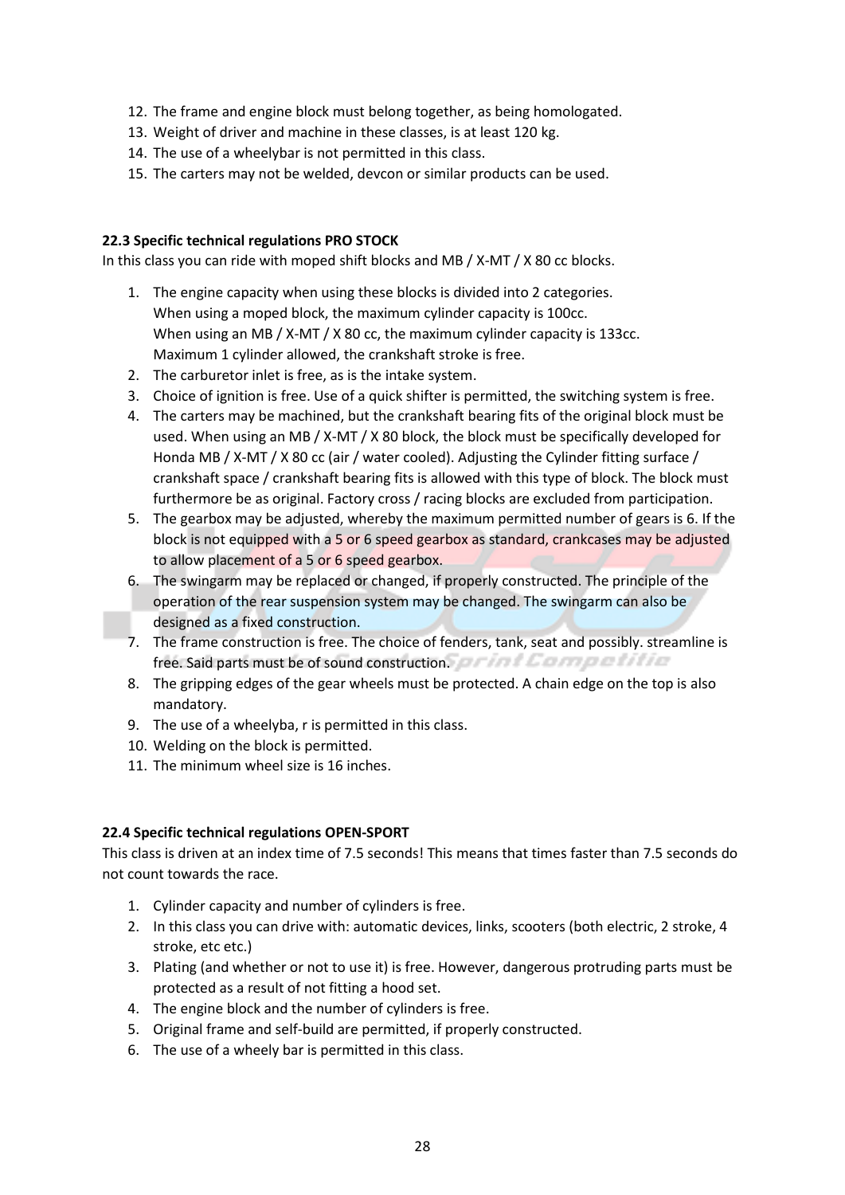12. The frame and engine block must belong together, as being homologated.
13. Weight of driver and machine in these classes, is at least 120 kg.
14. The use of a wheelybar is not permitted in this class.
15. The carters may not be welded, devcon or similar products can be used.

**22.3 Specific technical regulations PRO STOCK**

In this class you can ride with moped shift blocks and MB / X-MT / X 80 cc blocks.

1. The engine capacity when using these blocks is divided into 2 categories.
   When using a moped block, the maximum cylinder capacity is 100cc.
   When using an MB / X-MT / X 80 cc, the maximum cylinder capacity is 133cc.
   Maximum 1 cylinder allowed, the crankshaft stroke is free.
2. The carburetor inlet is free, as is the intake system.
3. Choice of ignition is free. Use of a quick shifter is permitted, the switching system is free.
4. The carters may be machined, but the crankshaft bearing fits of the original block must be used. When using an MB / X-MT / X 80 block, the block must be specifically developed for Honda MB / X-MT / X 80 cc (air / water cooled). Adjusting the Cylinder fitting surface / crankshaft space / crankshaft bearing fits is allowed with this type of block. The block must furthermore be as original. Factory cross / racing blocks are excluded from participation.
5. The gearbox may be adjusted, whereby the maximum permitted number of gears is 6. If the block is not equipped with a 5 or 6 speed gearbox as standard, crankcases may be adjusted to allow placement of a 5 or 6 speed gearbox.
6. The swingarm may be replaced or changed, if properly constructed. The principle of the operation of the rear suspension system may be changed. The swingarm can also be designed as a fixed construction.
7. The frame construction is free. The choice of fenders, tank, seat and possibly. streamline is free. Said parts must be of sound construction.
8. The gripping edges of the gear wheels must be protected. A chain edge on the top is also mandatory.
9. The use of a wheelyba, r is permitted in this class.
10. Welding on the block is permitted.
11. The minimum wheel size is 16 inches.

**22.4 Specific technical regulations OPEN-SPORT**

This class is driven at an index time of 7.5 seconds! This means that times faster than 7.5 seconds do not count towards the race.

1. Cylinder capacity and number of cylinders is free.
2. In this class you can drive with: automatic devices, links, scooters (both electric, 2 stroke, 4 stroke, etc etc.)
3. Plating (and whether or not to use it) is free. However, dangerous protruding parts must be protected as a result of not fitting a hood set.
4. The engine block and the number of cylinders is free.
5. Original frame and self-build are permitted, if properly constructed.
6. The use of a wheely bar is permitted in this class.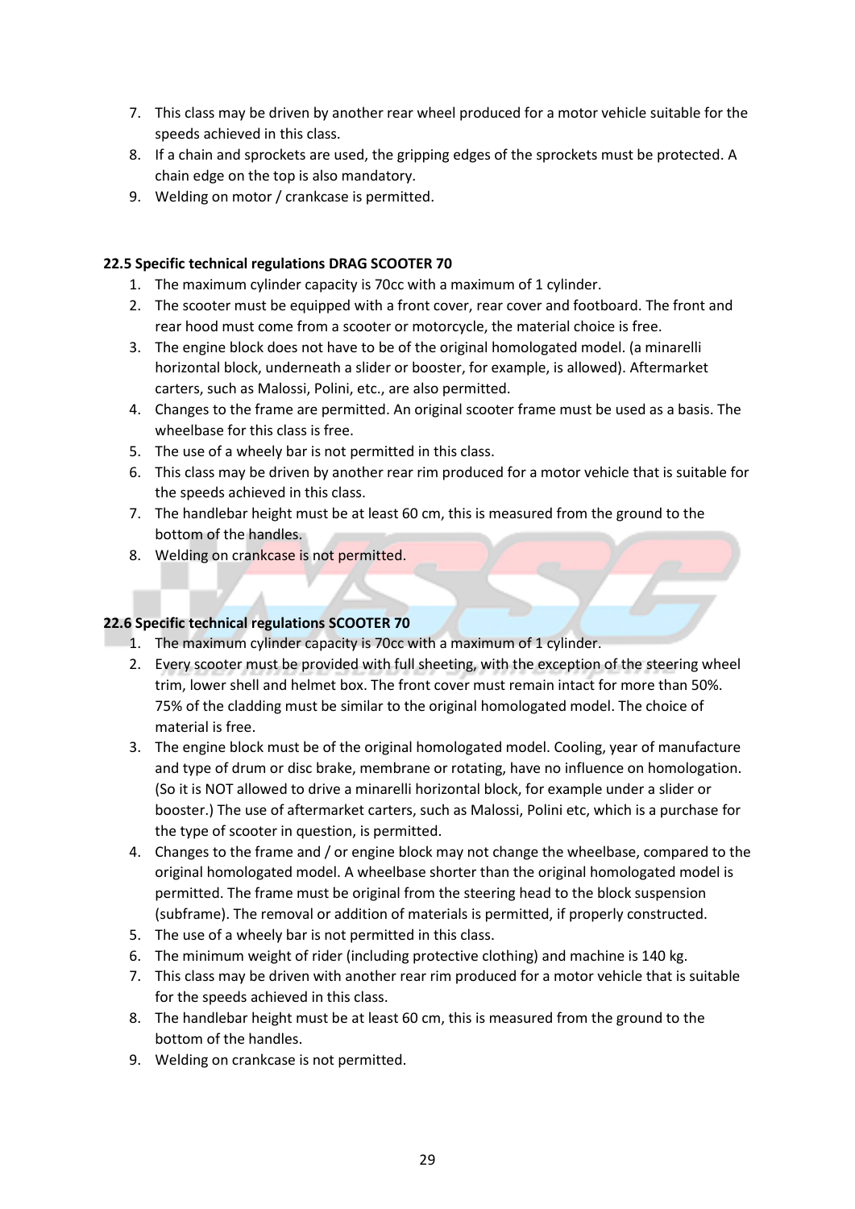7. This class may be driven by another rear wheel produced for a motor vehicle suitable for the speeds achieved in this class.
8. If a chain and sprockets are used, the gripping edges of the sprockets must be protected. A chain edge on the top is also mandatory.
9. Welding on motor / crankcase is permitted.

**22.5 Specific technical regulations DRAG SCOOTER 70**

1. The maximum cylinder capacity is 70cc with a maximum of 1 cylinder.
2. The scooter must be equipped with a front cover, rear cover and footboard. The front and rear hood must come from a scooter or motorcycle, the material choice is free.
3. The engine block does not have to be of the original homologated model. (a minarelli horizontal block, underneath a slider or booster, for example, is allowed). Aftermarket carters, such as Malossi, Polini, etc., are also permitted.
4. Changes to the frame are permitted. An original scooter frame must be used as a basis. The wheelbase for this class is free.
5. The use of a wheely bar is not permitted in this class.
6. This class may be driven by another rear rim produced for a motor vehicle that is suitable for the speeds achieved in this class.
7. The handlebar height must be at least 60 cm, this is measured from the ground to the bottom of the handles.
8. Welding on crankcase is not permitted.

**22.6 Specific technical regulations SCOOTER 70**

1. The maximum cylinder capacity is 70cc with a maximum of 1 cylinder.
2. Every scooter must be provided with full sheeting, with the exception of the steering wheel trim, lower shell and helmet box. The front cover must remain intact for more than 50%. 75% of the cladding must be similar to the original homologated model. The choice of material is free.
3. The engine block must be of the original homologated model. Cooling, year of manufacture and type of drum or disc brake, membrane or rotating, have no influence on homologation. (So it is NOT allowed to drive a minarelli horizontal block, for example under a slider or booster.) The use of aftermarket carters, such as Malossi, Polini etc, which is a purchase for the type of scooter in question, is permitted.
4. Changes to the frame and / or engine block may not change the wheelbase, compared to the original homologated model. A wheelbase shorter than the original homologated model is permitted. The frame must be original from the steering head to the block suspension (subframe). The removal or addition of materials is permitted, if properly constructed.
5. The use of a wheely bar is not permitted in this class.
6. The minimum weight of rider (including protective clothing) and machine is 140 kg.
7. This class may be driven with another rear rim produced for a motor vehicle that is suitable for the speeds achieved in this class.
8. The handlebar height must be at least 60 cm, this is measured from the ground to the bottom of the handles.
9. Welding on crankcase is not permitted.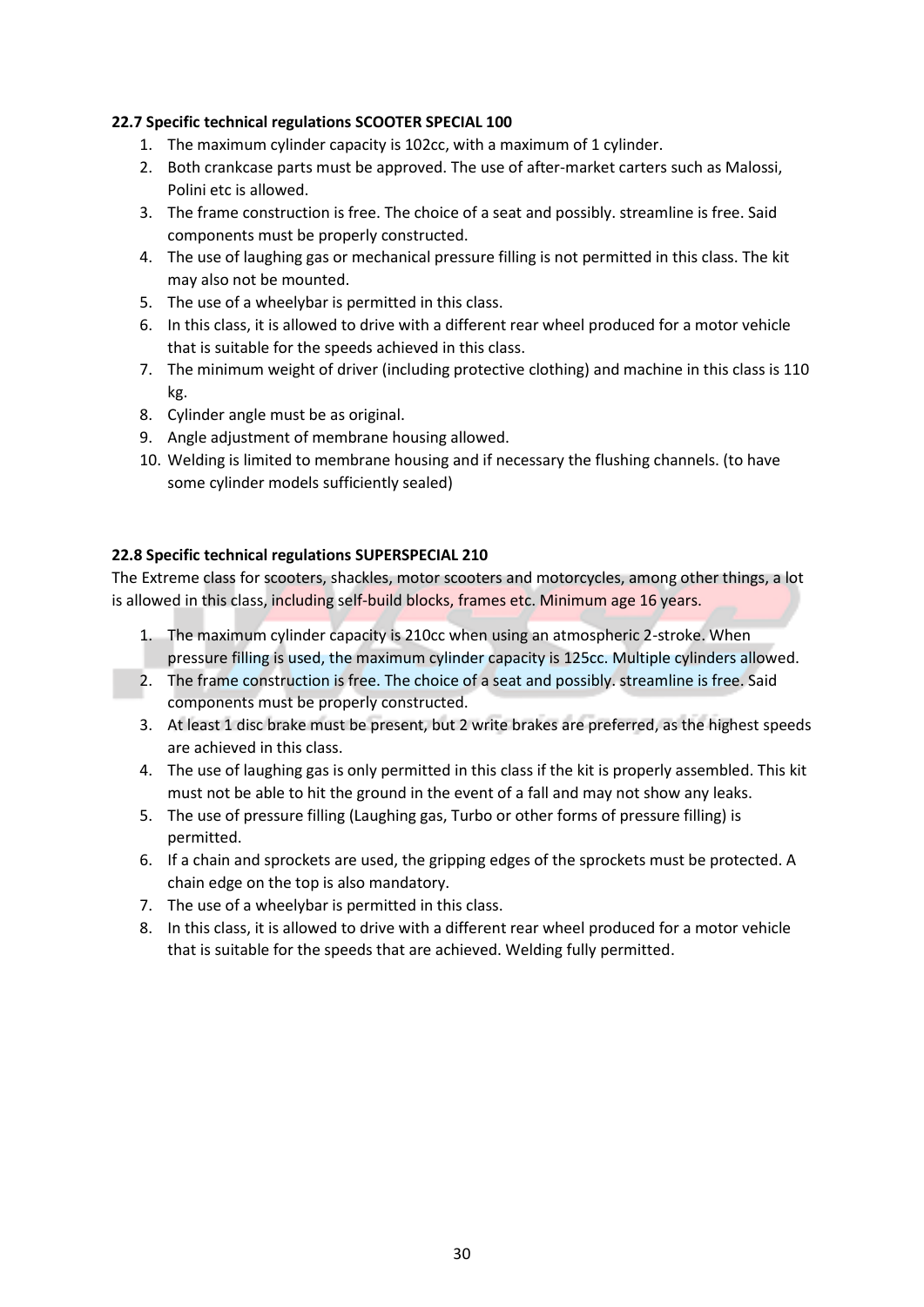**22.7 Specific technical regulations SCOOTER SPECIAL 100**

1. The maximum cylinder capacity is 102cc, with a maximum of 1 cylinder.
2. Both crankcase parts must be approved. The use of after-market carters such as Malossi, Polini etc is allowed.
3. The frame construction is free. The choice of a seat and possibly. streamline is free. Said components must be properly constructed.
4. The use of laughing gas or mechanical pressure filling is not permitted in this class. The kit may also not be mounted.
5. The use of a wheelybar is permitted in this class.
6. In this class, it is allowed to drive with a different rear wheel produced for a motor vehicle that is suitable for the speeds achieved in this class.
7. The minimum weight of driver (including protective clothing) and machine in this class is 110 kg.
8. Cylinder angle must be as original.
9. Angle adjustment of membrane housing allowed.
10. Welding is limited to membrane housing and if necessary the flushing channels. (to have some cylinder models sufficiently sealed)

**22.8 Specific technical regulations SUPERSPECIAL 210**

The Extreme class for scooters, shackles, motor scooters and motorcycles, among other things, a lot is allowed in this class, including self-build blocks, frames etc. Minimum age 16 years.

1. The maximum cylinder capacity is 210cc when using an atmospheric 2-stroke. When pressure filling is used, the maximum cylinder capacity is 125cc. Multiple cylinders allowed.
2. The frame construction is free. The choice of a seat and possibly. streamline is free. Said components must be properly constructed.
3. At least 1 disc brake must be present, but 2 write brakes are preferred, as the highest speeds are achieved in this class.
4. The use of laughing gas is only permitted in this class if the kit is properly assembled. This kit must not be able to hit the ground in the event of a fall and may not show any leaks.
5. The use of pressure filling (Laughing gas, Turbo or other forms of pressure filling) is permitted.
6. If a chain and sprockets are used, the gripping edges of the sprockets must be protected. A chain edge on the top is also mandatory.
7. The use of a wheelybar is permitted in this class.
8. In this class, it is allowed to drive with a different rear wheel produced for a motor vehicle that is suitable for the speeds that are achieved. Welding fully permitted.